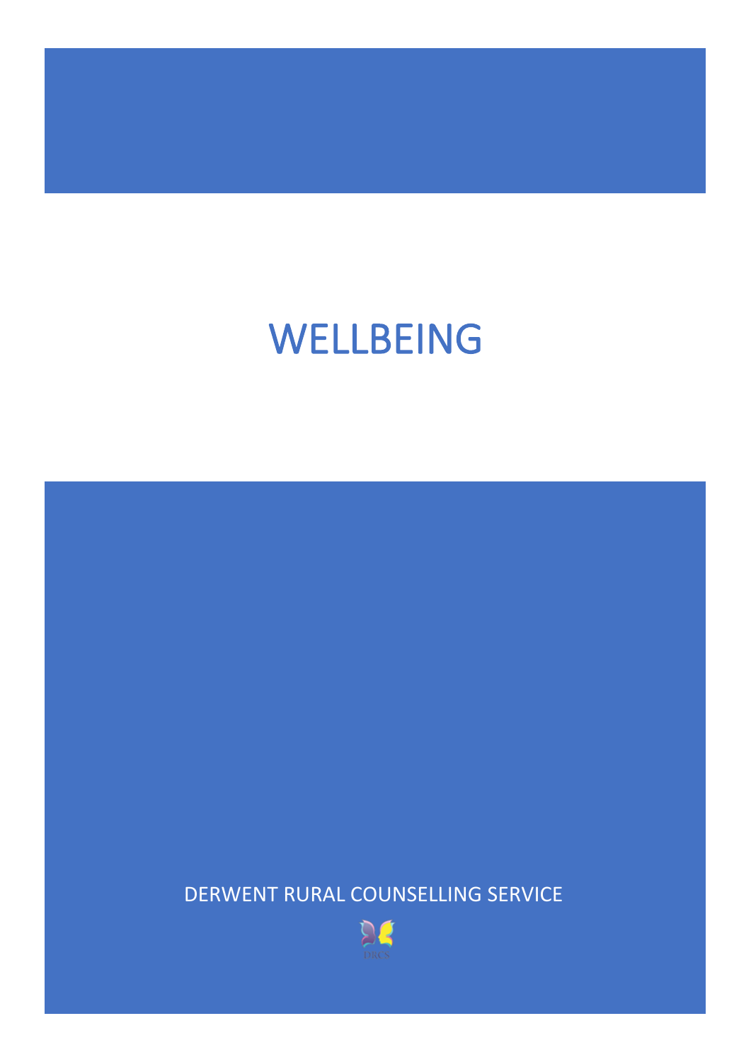# WELLBEING

DERWENT RURAL COUNSELLING SERVICE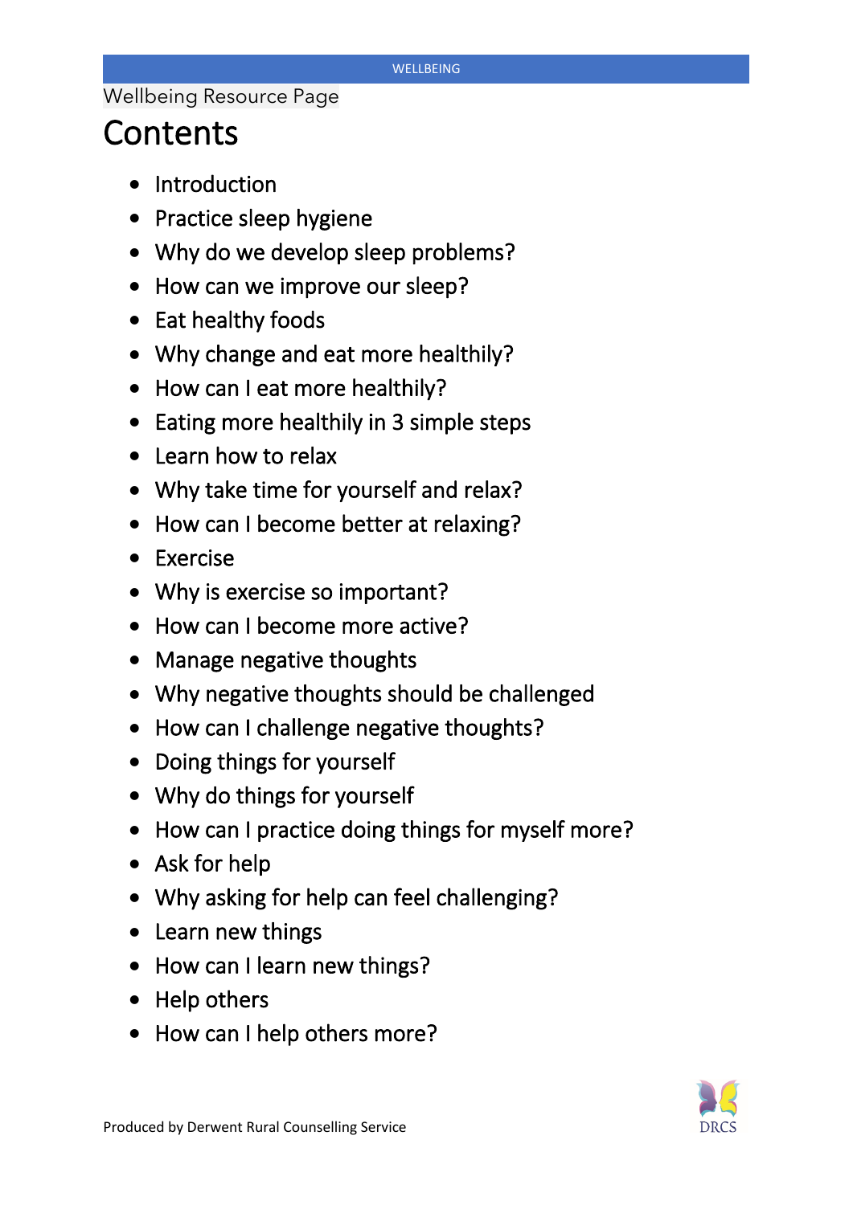Wellbeing Resource Page

# Contents

- Introduction
- Practice sleep hygiene
- Why do we develop sleep problems?
- How can we improve our sleep?
- Eat healthy foods
- Why change and eat more healthily?
- How can I eat more healthily?
- Eating more healthily in 3 simple steps
- Learn how to relax
- Why take time for yourself and relax?
- How can I become better at relaxing?
- Exercise
- Why is exercise so important?
- How can I become more active?
- Manage negative thoughts
- Why negative thoughts should be challenged
- How can I challenge negative thoughts?
- Doing things for yourself
- Why do things for yourself
- How can I practice doing things for myself more?
- Ask for help
- Why asking for help can feel challenging?
- Learn new things
- How can I learn new things?
- Help others
- How can I help others more?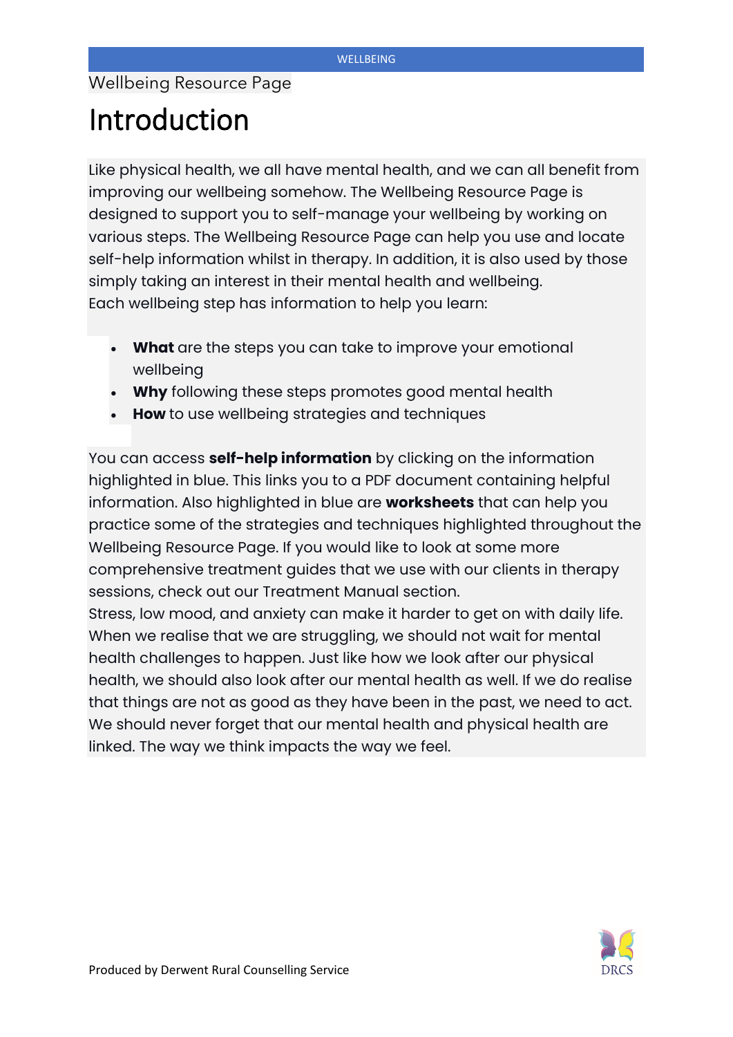Wellbeing Resource Page

# Introduction

Like physical health, we all have mental health, and we can all benefit from improving our wellbeing somehow. The Wellbeing Resource Page is designed to support you to self-manage your wellbeing by working on various steps. The Wellbeing Resource Page can help you use and locate self-help information whilst in therapy. In addition, it is also used by those simply taking an interest in their mental health and wellbeing.
Each wellbeing step has information to help you learn:

- **What** are the steps you can take to improve your emotional wellbeing
- **Why** following these steps promotes good mental health
- **How** to use wellbeing strategies and techniques

You can access **self-help information** by clicking on the information highlighted in blue. This links you to a PDF document containing helpful information. Also highlighted in blue are **worksheets** that can help you practice some of the strategies and techniques highlighted throughout the Wellbeing Resource Page. If you would like to look at some more comprehensive treatment guides that we use with our clients in therapy sessions, check out our Treatment Manual section.
Stress, low mood, and anxiety can make it harder to get on with daily life. When we realise that we are struggling, we should not wait for mental health challenges to happen. Just like how we look after our physical health, we should also look after our mental health as well. If we do realise that things are not as good as they have been in the past, we need to act. We should never forget that our mental health and physical health are linked. The way we think impacts the way we feel.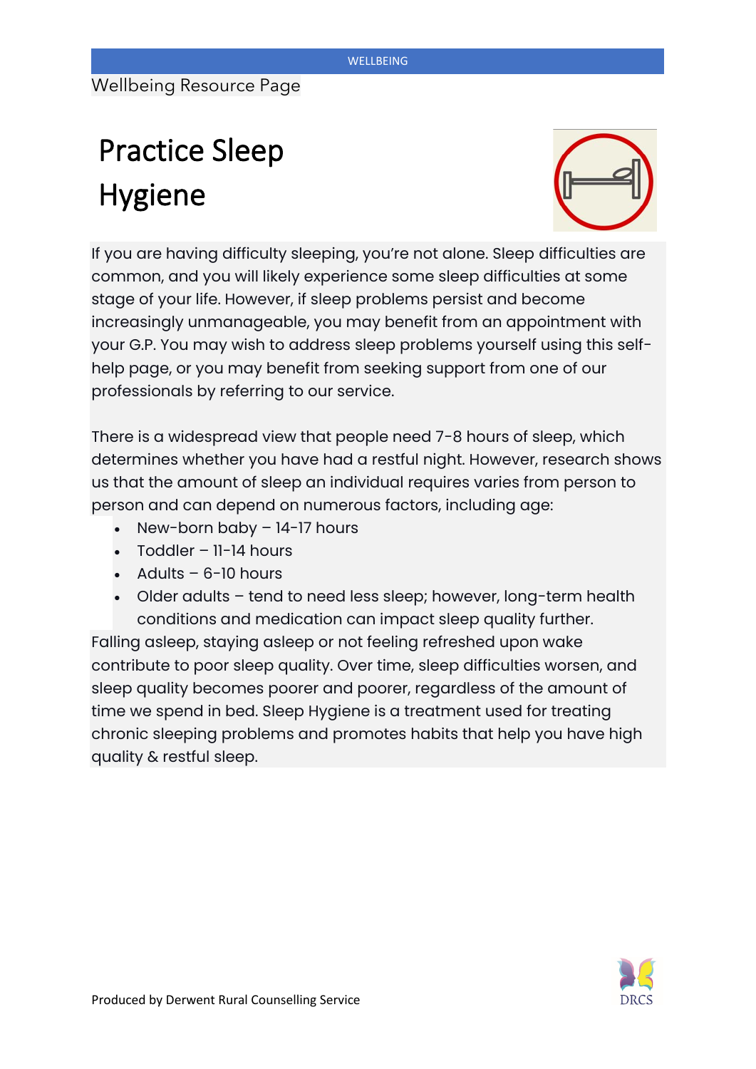Wellbeing Resource Page

# Practice Sleep Hygiene

If you are having difficulty sleeping, you're not alone. Sleep difficulties are common, and you will likely experience some sleep difficulties at some stage of your life. However, if sleep problems persist and become increasingly unmanageable, you may benefit from an appointment with your G.P. You may wish to address sleep problems yourself using this self-help page, or you may benefit from seeking support from one of our professionals by referring to our service.

There is a widespread view that people need 7-8 hours of sleep, which determines whether you have had a restful night. However, research shows us that the amount of sleep an individual requires varies from person to person and can depend on numerous factors, including age:

- New-born baby – 14-17 hours
- Toddler – 11-14 hours
- Adults – 6-10 hours
- Older adults – tend to need less sleep; however, long-term health conditions and medication can impact sleep quality further.

Falling asleep, staying asleep or not feeling refreshed upon wake contribute to poor sleep quality. Over time, sleep difficulties worsen, and sleep quality becomes poorer and poorer, regardless of the amount of time we spend in bed. Sleep Hygiene is a treatment used for treating chronic sleeping problems and promotes habits that help you have high quality & restful sleep.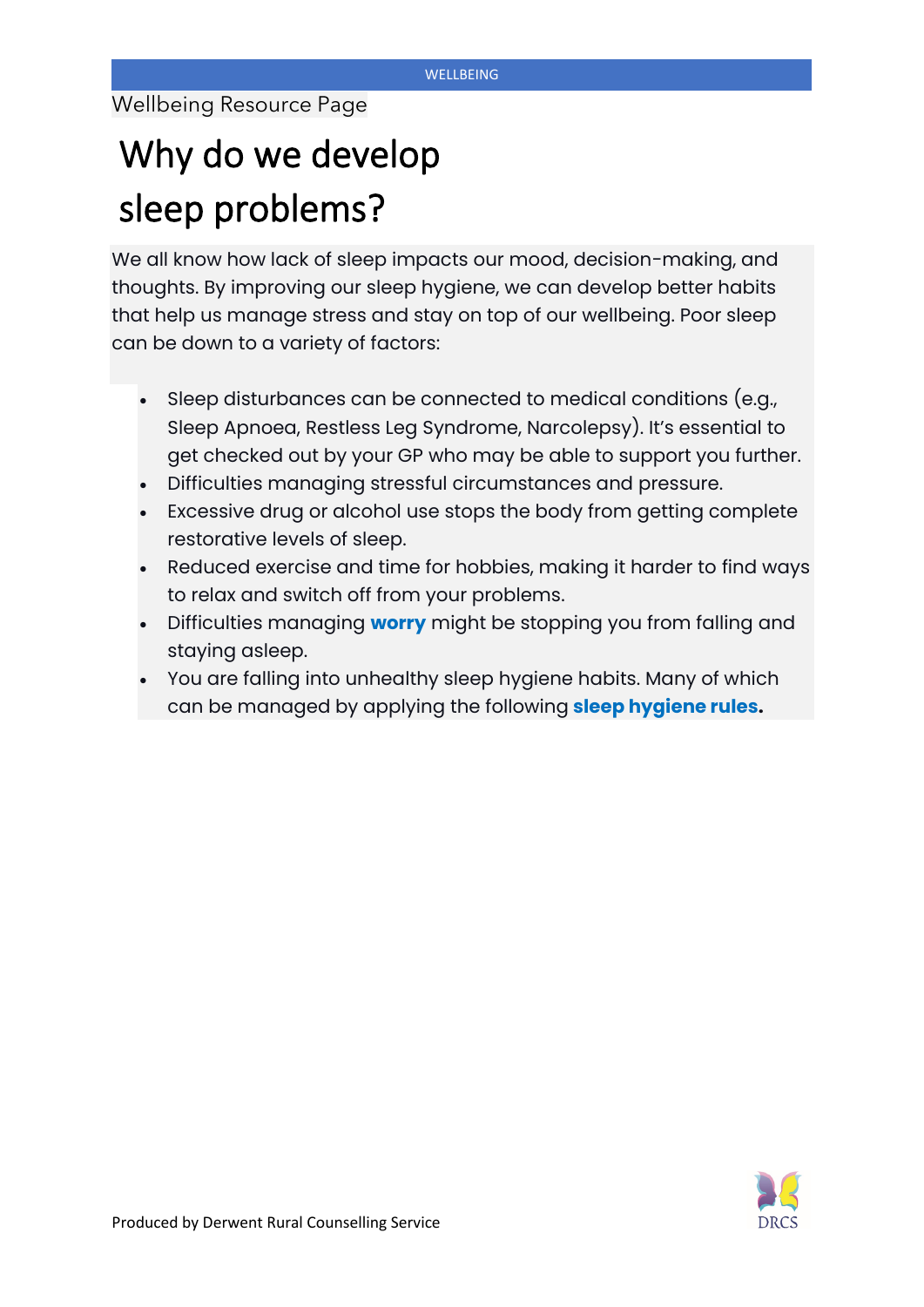Wellbeing Resource Page

# Why do we develop sleep problems?

We all know how lack of sleep impacts our mood, decision-making, and thoughts. By improving our sleep hygiene, we can develop better habits that help us manage stress and stay on top of our wellbeing. Poor sleep can be down to a variety of factors:

- Sleep disturbances can be connected to medical conditions (e.g., Sleep Apnoea, Restless Leg Syndrome, Narcolepsy). It's essential to get checked out by your GP who may be able to support you further.
- Difficulties managing stressful circumstances and pressure.
- Excessive drug or alcohol use stops the body from getting complete restorative levels of sleep.
- Reduced exercise and time for hobbies, making it harder to find ways to relax and switch off from your problems.
- Difficulties managing **worry** might be stopping you from falling and staying asleep.
- You are falling into unhealthy sleep hygiene habits. Many of which can be managed by applying the following **sleep hygiene rules.**

Produced by Derwent Rural Counselling Service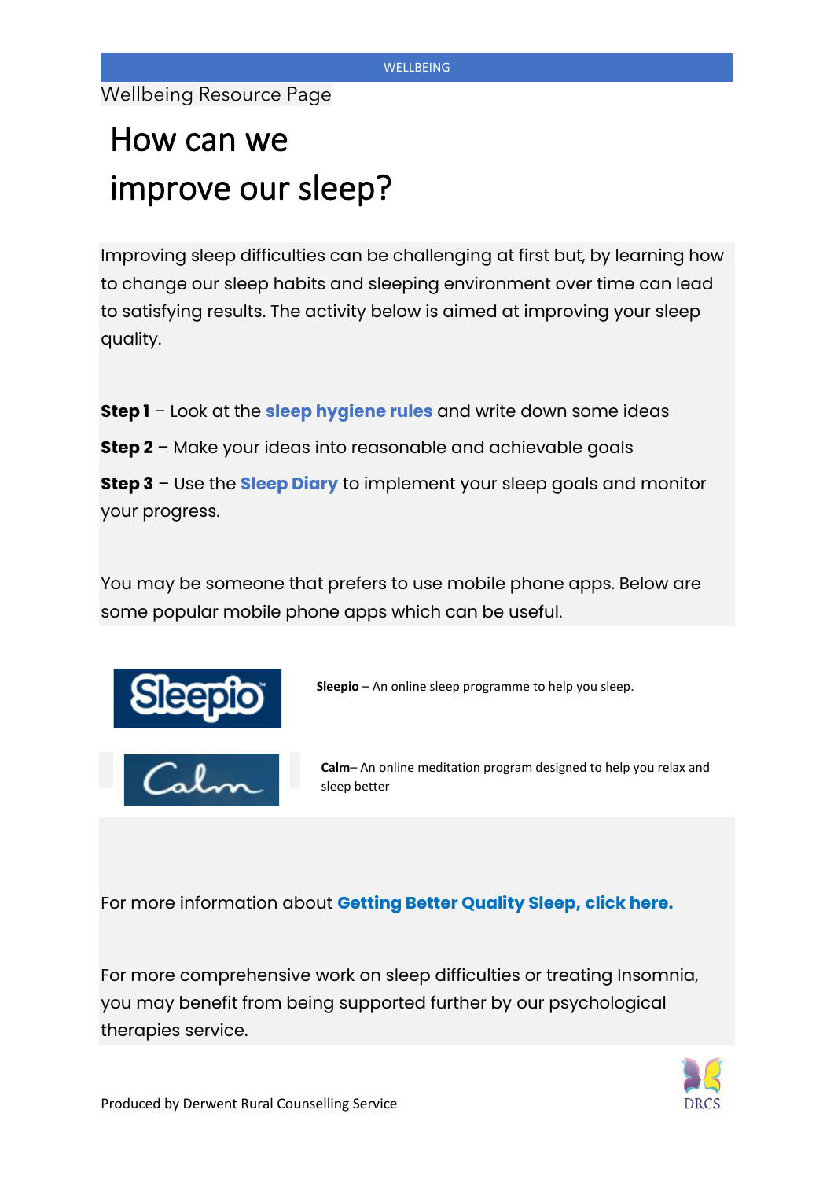Wellbeing Resource Page

# How can we improve our sleep?

Improving sleep difficulties can be challenging at first but, by learning how to change our sleep habits and sleeping environment over time can lead to satisfying results. The activity below is aimed at improving your sleep quality.

**Step 1** – Look at the **sleep hygiene rules** and write down some ideas

**Step 2** – Make your ideas into reasonable and achievable goals

**Step 3** – Use the **Sleep Diary** to implement your sleep goals and monitor your progress.

You may be someone that prefers to use mobile phone apps. Below are some popular mobile phone apps which can be useful.

**Sleepio** – An online sleep programme to help you sleep.

**Calm**– An online meditation program designed to help you relax and sleep better

For more information about **Getting Better Quality Sleep, click here.**

For more comprehensive work on sleep difficulties or treating Insomnia, you may benefit from being supported further by our psychological therapies service.

Produced by Derwent Rural Counselling Service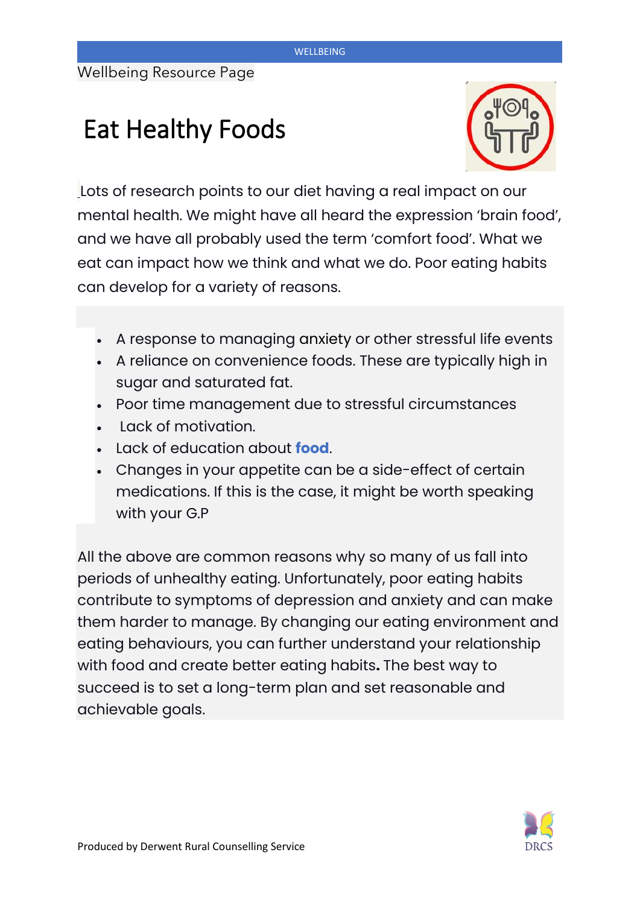Wellbeing Resource Page

# Eat Healthy Foods

Lots of research points to our diet having a real impact on our mental health. We might have all heard the expression 'brain food', and we have all probably used the term 'comfort food'. What we eat can impact how we think and what we do. Poor eating habits can develop for a variety of reasons.

- A response to managing anxiety or other stressful life events
- A reliance on convenience foods. These are typically high in sugar and saturated fat.
- Poor time management due to stressful circumstances
- Lack of motivation.
- Lack of education about **food**.
- Changes in your appetite can be a side-effect of certain medications. If this is the case, it might be worth speaking with your G.P

All the above are common reasons why so many of us fall into periods of unhealthy eating. Unfortunately, poor eating habits contribute to symptoms of depression and anxiety and can make them harder to manage. By changing our eating environment and eating behaviours, you can further understand your relationship with food and create better eating habits**.** The best way to succeed is to set a long-term plan and set reasonable and achievable goals.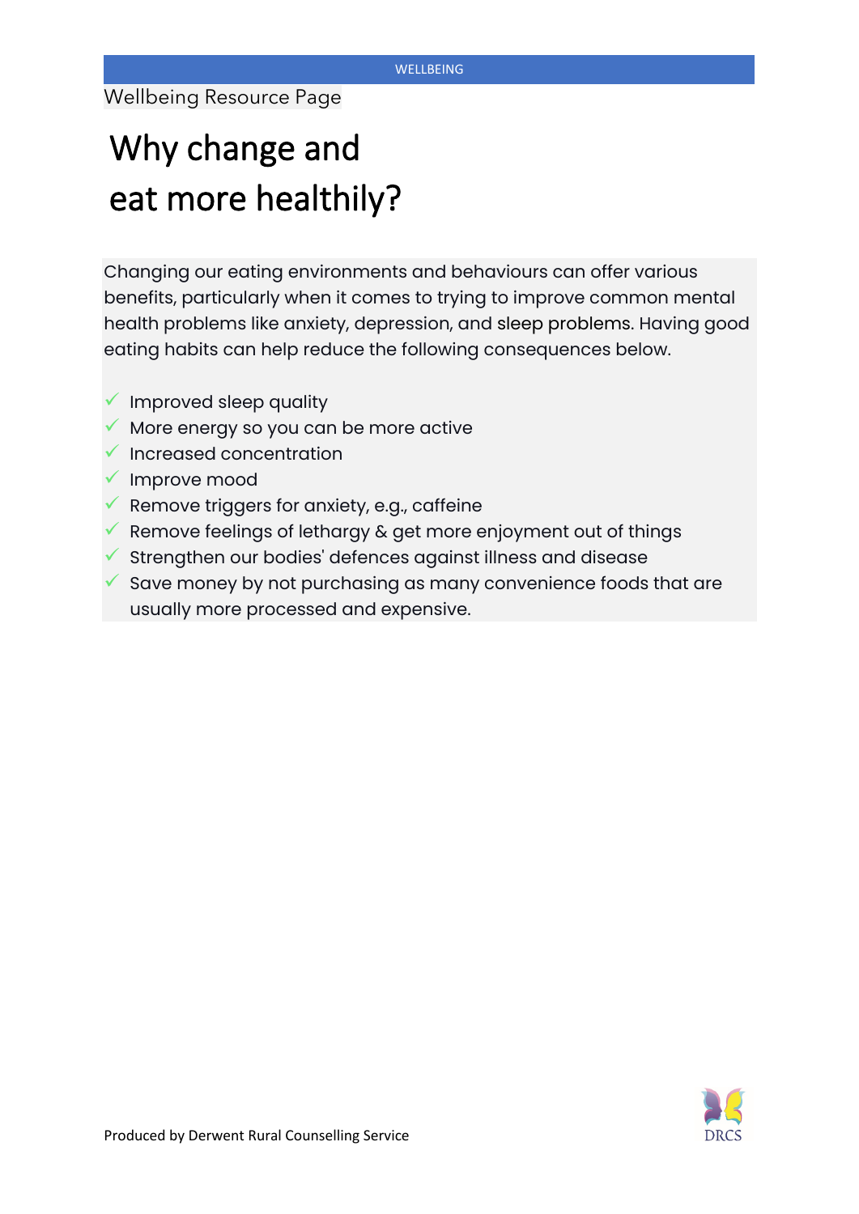Wellbeing Resource Page

# Why change and eat more healthily?

Changing our eating environments and behaviours can offer various benefits, particularly when it comes to trying to improve common mental health problems like anxiety, depression, and sleep problems. Having good eating habits can help reduce the following consequences below.

- ✓ Improved sleep quality
- ✓ More energy so you can be more active
- ✓ Increased concentration
- ✓ Improve mood
- ✓ Remove triggers for anxiety, e.g., caffeine
- ✓ Remove feelings of lethargy & get more enjoyment out of things
- ✓ Strengthen our bodies' defences against illness and disease
- ✓ Save money by not purchasing as many convenience foods that are usually more processed and expensive.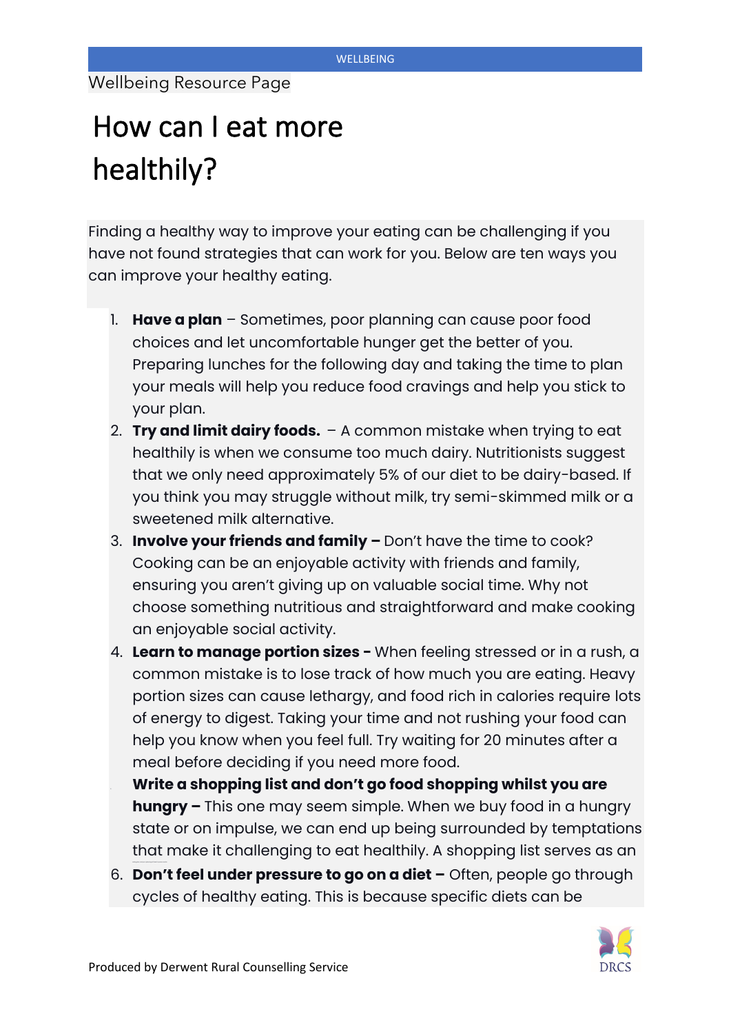Wellbeing Resource Page

# How can I eat more healthily?

Finding a healthy way to improve your eating can be challenging if you have not found strategies that can work for you. Below are ten ways you can improve your healthy eating.

1. **Have a plan** – Sometimes, poor planning can cause poor food choices and let uncomfortable hunger get the better of you. Preparing lunches for the following day and taking the time to plan your meals will help you reduce food cravings and help you stick to your plan.
2. **Try and limit dairy foods.** – A common mistake when trying to eat healthily is when we consume too much dairy. Nutritionists suggest that we only need approximately 5% of our diet to be dairy-based. If you think you may struggle without milk, try semi-skimmed milk or a sweetened milk alternative.
3. **Involve your friends and family –** Don't have the time to cook? Cooking can be an enjoyable activity with friends and family, ensuring you aren't giving up on valuable social time. Why not choose something nutritious and straightforward and make cooking an enjoyable social activity.
4. **Learn to manage portion sizes -** When feeling stressed or in a rush, a common mistake is to lose track of how much you are eating. Heavy portion sizes can cause lethargy, and food rich in calories require lots of energy to digest. Taking your time and not rushing your food can help you know when you feel full. Try waiting for 20 minutes after a meal before deciding if you need more food.
5. **Write a shopping list and don't go food shopping whilst you are hungry –** This one may seem simple. When we buy food in a hungry state or on impulse, we can end up being surrounded by temptations that make it challenging to eat healthily. A shopping list serves as an
6. **Don't feel under pressure to go on a diet –** Often, people go through cycles of healthy eating. This is because specific diets can be

Produced by Derwent Rural Counselling Service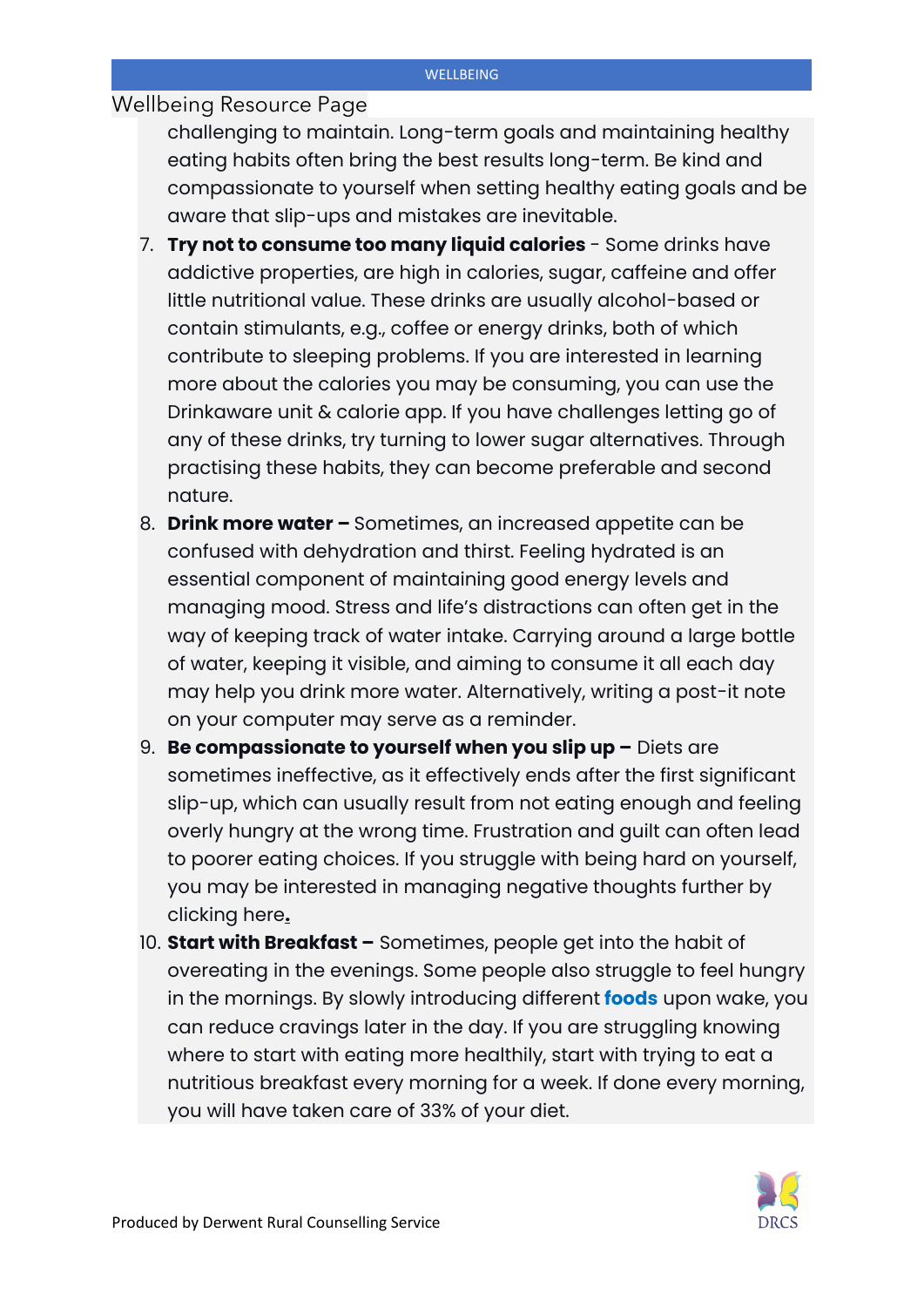challenging to maintain. Long-term goals and maintaining healthy eating habits often bring the best results long-term. Be kind and compassionate to yourself when setting healthy eating goals and be aware that slip-ups and mistakes are inevitable.

7. **Try not to consume too many liquid calories** - Some drinks have addictive properties, are high in calories, sugar, caffeine and offer little nutritional value. These drinks are usually alcohol-based or contain stimulants, e.g., coffee or energy drinks, both of which contribute to sleeping problems. If you are interested in learning more about the calories you may be consuming, you can use the Drinkaware unit & calorie app. If you have challenges letting go of any of these drinks, try turning to lower sugar alternatives. Through practising these habits, they can become preferable and second nature.
8. **Drink more water –** Sometimes, an increased appetite can be confused with dehydration and thirst. Feeling hydrated is an essential component of maintaining good energy levels and managing mood. Stress and life's distractions can often get in the way of keeping track of water intake. Carrying around a large bottle of water, keeping it visible, and aiming to consume it all each day may help you drink more water. Alternatively, writing a post-it note on your computer may serve as a reminder.
9. **Be compassionate to yourself when you slip up –** Diets are sometimes ineffective, as it effectively ends after the first significant slip-up, which can usually result from not eating enough and feeling overly hungry at the wrong time. Frustration and guilt can often lead to poorer eating choices. If you struggle with being hard on yourself, you may be interested in managing negative thoughts further by clicking here.
10. **Start with Breakfast –** Sometimes, people get into the habit of overeating in the evenings. Some people also struggle to feel hungry in the mornings. By slowly introducing different **foods** upon wake, you can reduce cravings later in the day. If you are struggling knowing where to start with eating more healthily, start with trying to eat a nutritious breakfast every morning for a week. If done every morning, you will have taken care of 33% of your diet.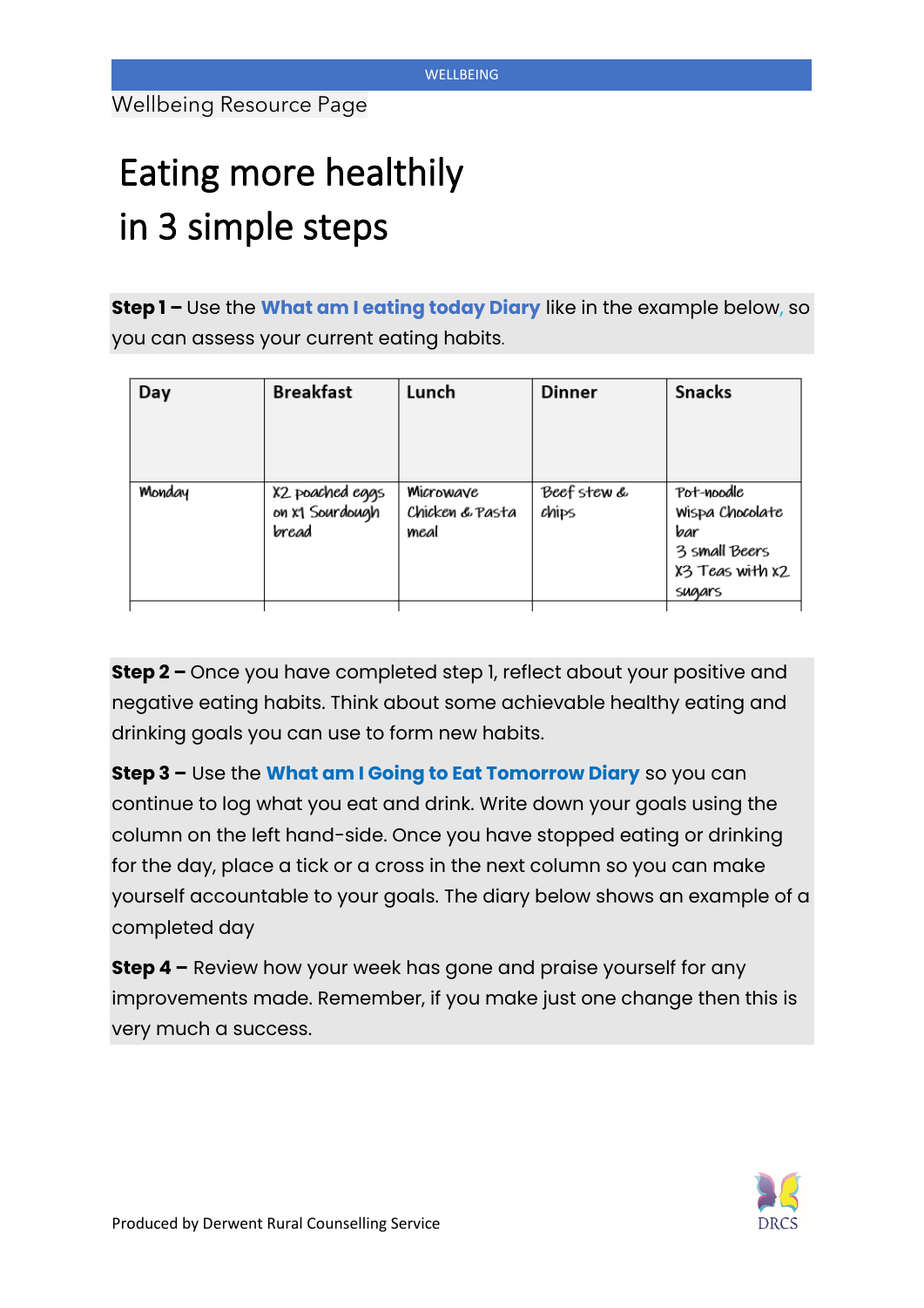Wellbeing Resource Page

# Eating more healthily in 3 simple steps

**Step 1 –** Use the **What am I eating today Diary** like in the example below, so you can assess your current eating habits.

| Day | Breakfast | Lunch | Dinner | Snacks |
|---|---|---|---|---|
| Monday | X2 poached eggs on x1 Sourdough bread | Microwave Chicken & Pasta meal | Beef stew & chips | Pot-noodle<br>Wispa Chocolate bar<br>3 small Beers<br>X3 Teas with x2 sugars |

**Step 2 –** Once you have completed step 1, reflect about your positive and negative eating habits. Think about some achievable healthy eating and drinking goals you can use to form new habits.

**Step 3 –** Use the **What am I Going to Eat Tomorrow Diary** so you can continue to log what you eat and drink. Write down your goals using the column on the left hand-side. Once you have stopped eating or drinking for the day, place a tick or a cross in the next column so you can make yourself accountable to your goals. The diary below shows an example of a completed day

**Step 4 –** Review how your week has gone and praise yourself for any improvements made. Remember, if you make just one change then this is very much a success.

Produced by Derwent Rural Counselling Service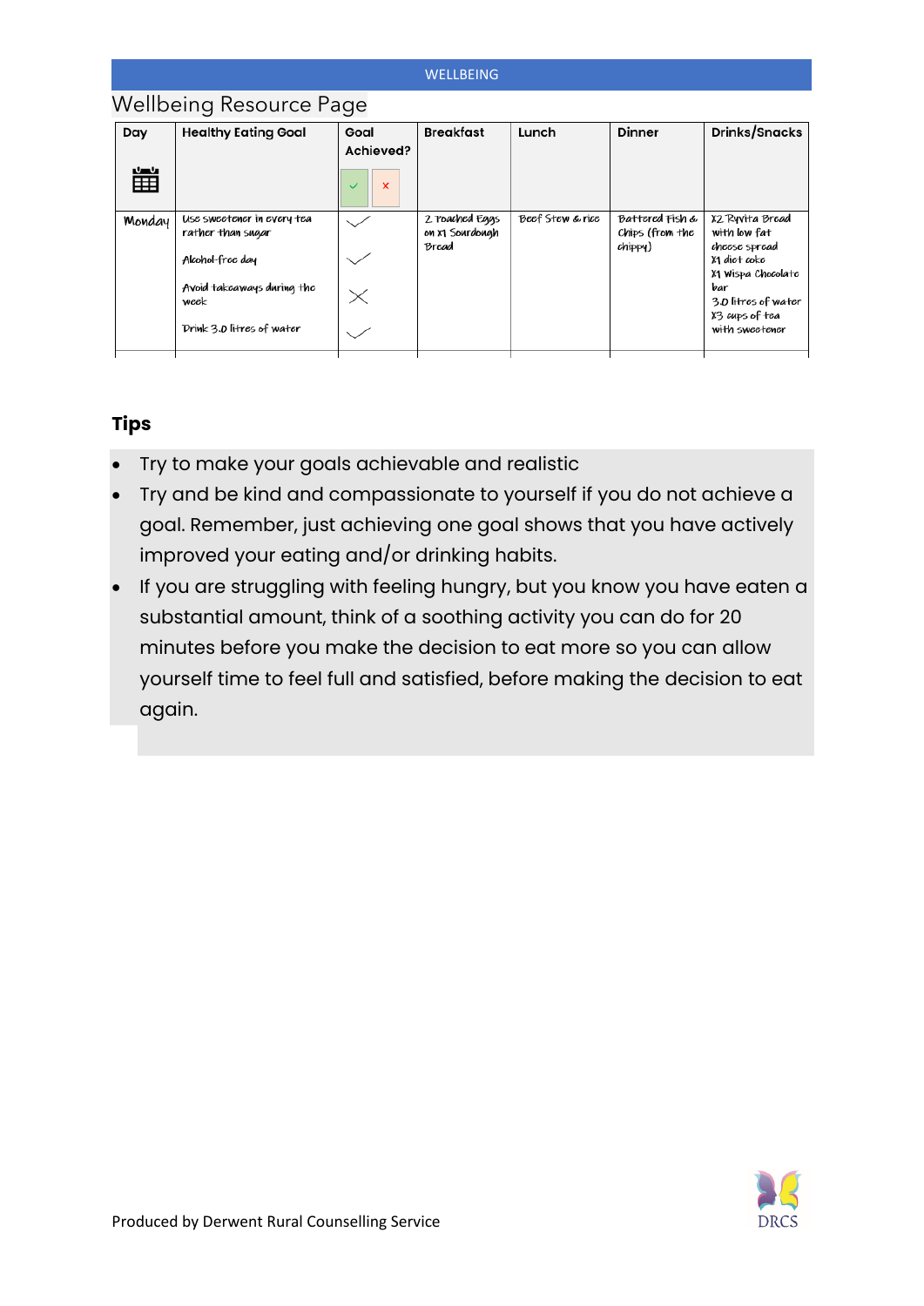## Wellbeing Resource Page

| Day | Healthy Eating Goal | Goal Achieved? ✓ × | Breakfast | Lunch | Dinner | Drinks/Snacks |
|---|---|---|---|---|---|---|
| Monday | Use sweetener in every tea rather than sugar<br><br>Alcohol-free day<br><br>Avoid takeaways during the week<br><br>Drink 3.0 litres of water | ✓<br><br>✓<br><br>×<br><br>✓ | 2 Poached Eggs on x1 Sourdough Bread | Beef Stew & rice | Battered Fish & Chips (from the chippy) | X2 Ryvita Bread with low fat cheese spread<br>X1 diet coke<br>X1 Wispa Chocolate bar<br>3.0 litres of water<br>X3 cups of tea with sweetener |

### Tips

- Try to make your goals achievable and realistic
- Try and be kind and compassionate to yourself if you do not achieve a goal. Remember, just achieving one goal shows that you have actively improved your eating and/or drinking habits.
- If you are struggling with feeling hungry, but you know you have eaten a substantial amount, think of a soothing activity you can do for 20 minutes before you make the decision to eat more so you can allow yourself time to feel full and satisfied, before making the decision to eat again.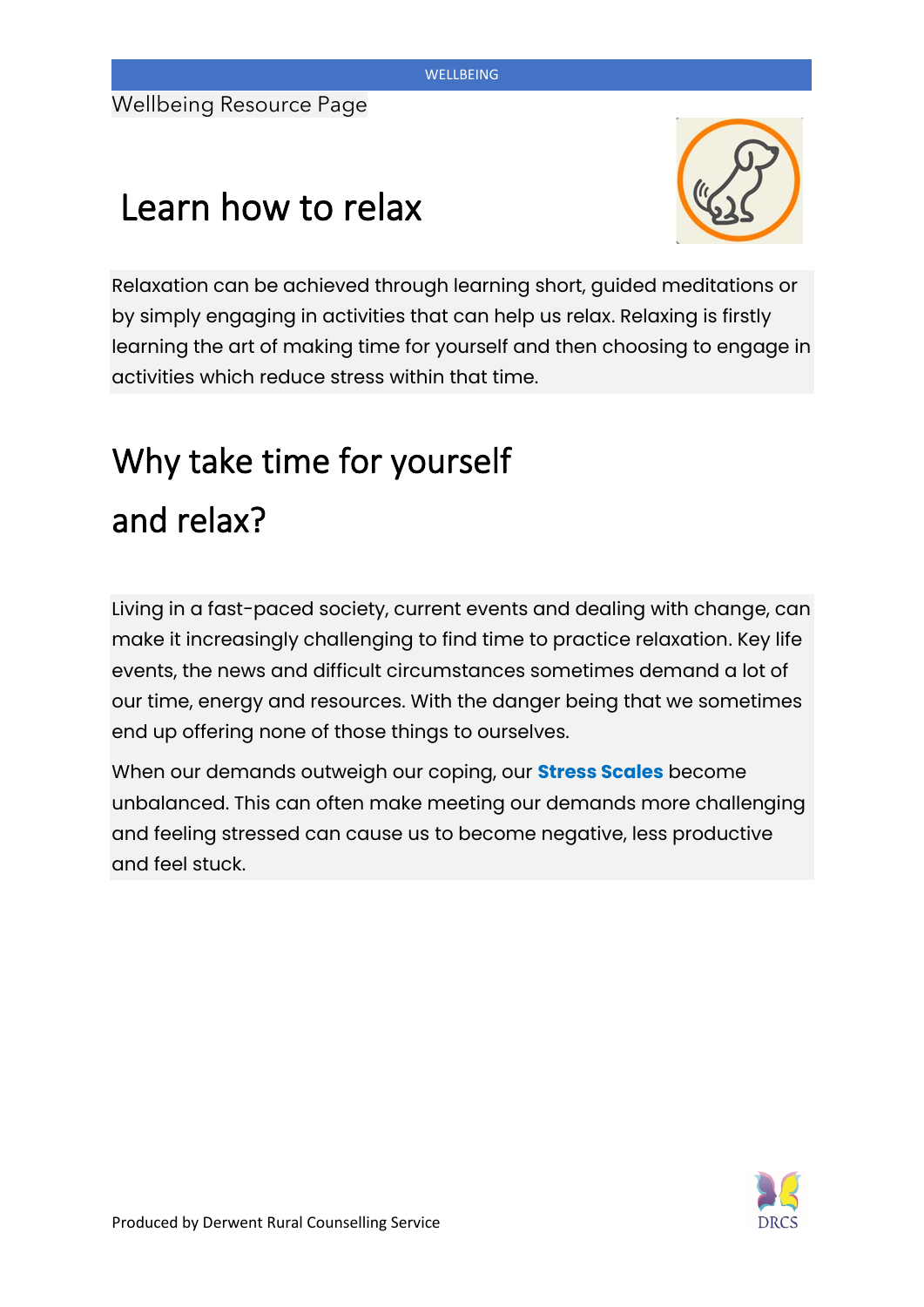Wellbeing Resource Page

# Learn how to relax

Relaxation can be achieved through learning short, guided meditations or by simply engaging in activities that can help us relax. Relaxing is firstly learning the art of making time for yourself and then choosing to engage in activities which reduce stress within that time.

## Why take time for yourself and relax?

Living in a fast-paced society, current events and dealing with change, can make it increasingly challenging to find time to practice relaxation. Key life events, the news and difficult circumstances sometimes demand a lot of our time, energy and resources. With the danger being that we sometimes end up offering none of those things to ourselves.

When our demands outweigh our coping, our **Stress Scales** become unbalanced. This can often make meeting our demands more challenging and feeling stressed can cause us to become negative, less productive and feel stuck.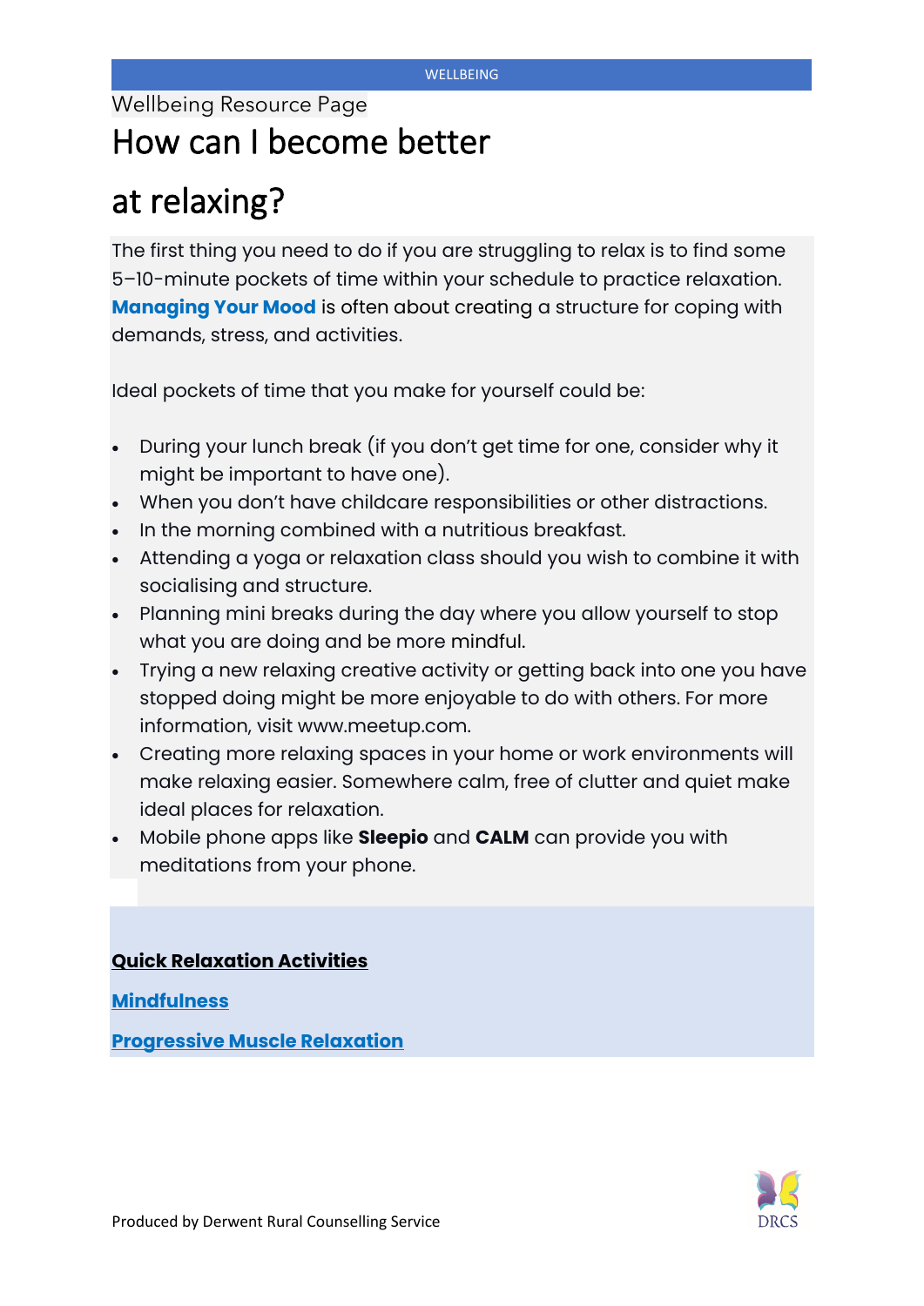Wellbeing Resource Page

# How can I become better at relaxing?

The first thing you need to do if you are struggling to relax is to find some 5–10-minute pockets of time within your schedule to practice relaxation. **Managing Your Mood** is often about creating a structure for coping with demands, stress, and activities.

Ideal pockets of time that you make for yourself could be:

- During your lunch break (if you don't get time for one, consider why it might be important to have one).
- When you don't have childcare responsibilities or other distractions.
- In the morning combined with a nutritious breakfast.
- Attending a yoga or relaxation class should you wish to combine it with socialising and structure.
- Planning mini breaks during the day where you allow yourself to stop what you are doing and be more mindful.
- Trying a new relaxing creative activity or getting back into one you have stopped doing might be more enjoyable to do with others. For more information, visit www.meetup.com.
- Creating more relaxing spaces in your home or work environments will make relaxing easier. Somewhere calm, free of clutter and quiet make ideal places for relaxation.
- Mobile phone apps like **Sleepio** and **CALM** can provide you with meditations from your phone.

**Quick Relaxation Activities**

**Mindfulness**

**Progressive Muscle Relaxation**

Produced by Derwent Rural Counselling Service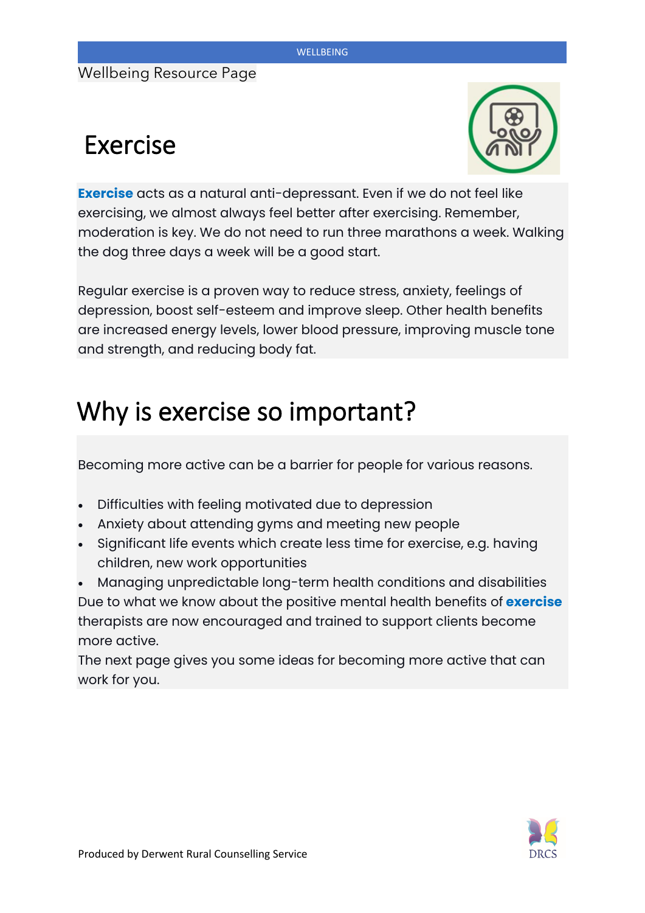Wellbeing Resource Page

# Exercise

**Exercise** acts as a natural anti-depressant. Even if we do not feel like exercising, we almost always feel better after exercising. Remember, moderation is key. We do not need to run three marathons a week. Walking the dog three days a week will be a good start.

Regular exercise is a proven way to reduce stress, anxiety, feelings of depression, boost self-esteem and improve sleep. Other health benefits are increased energy levels, lower blood pressure, improving muscle tone and strength, and reducing body fat.

# Why is exercise so important?

Becoming more active can be a barrier for people for various reasons.

- Difficulties with feeling motivated due to depression
- Anxiety about attending gyms and meeting new people
- Significant life events which create less time for exercise, e.g. having children, new work opportunities
- Managing unpredictable long-term health conditions and disabilities

Due to what we know about the positive mental health benefits of **exercise** therapists are now encouraged and trained to support clients become more active.

The next page gives you some ideas for becoming more active that can work for you.

Produced by Derwent Rural Counselling Service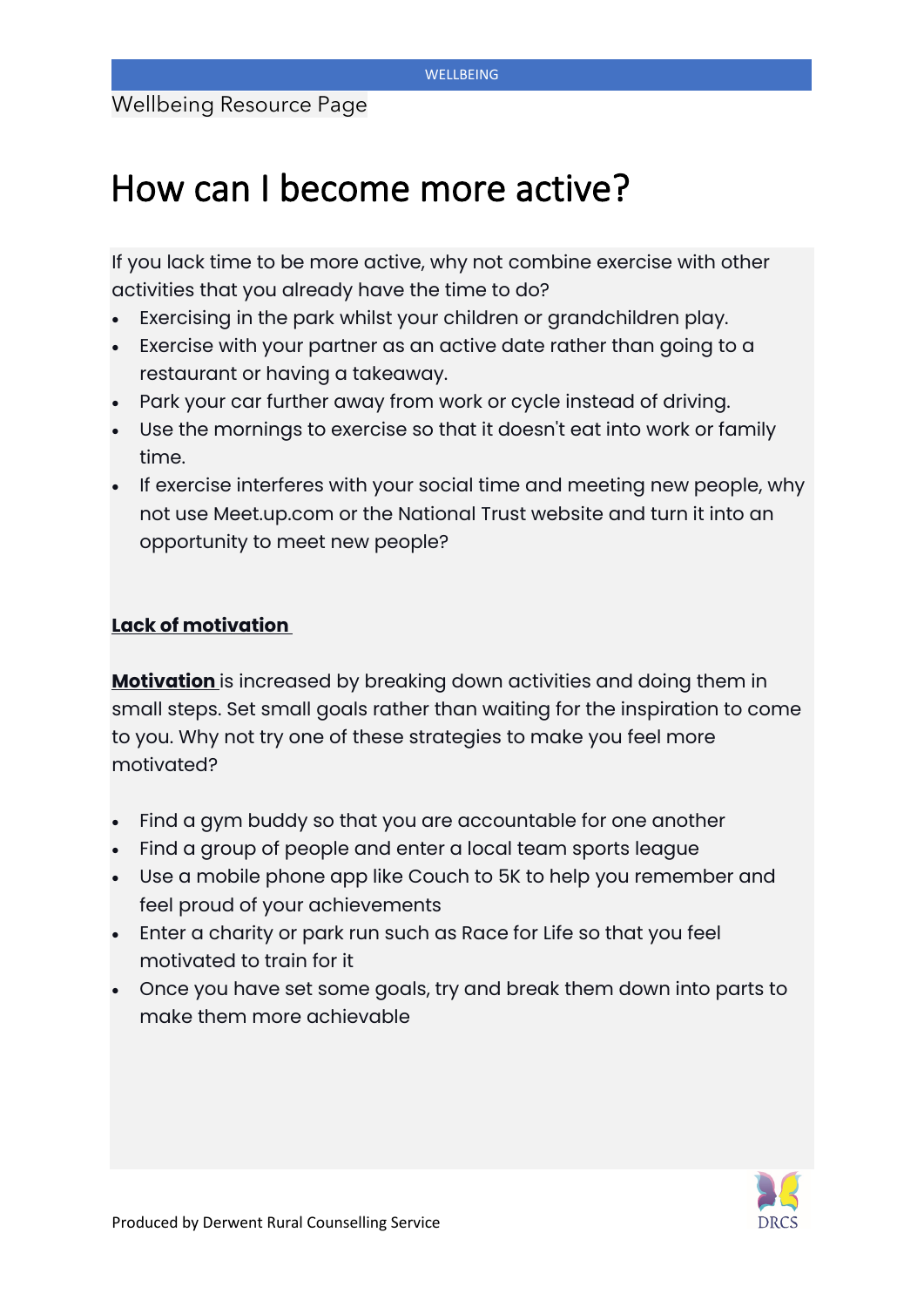Wellbeing Resource Page

# How can I become more active?

If you lack time to be more active, why not combine exercise with other activities that you already have the time to do?

- Exercising in the park whilst your children or grandchildren play.
- Exercise with your partner as an active date rather than going to a restaurant or having a takeaway.
- Park your car further away from work or cycle instead of driving.
- Use the mornings to exercise so that it doesn't eat into work or family time.
- If exercise interferes with your social time and meeting new people, why not use Meet.up.com or the National Trust website and turn it into an opportunity to meet new people?

**Lack of motivation**

**Motivation** is increased by breaking down activities and doing them in small steps. Set small goals rather than waiting for the inspiration to come to you. Why not try one of these strategies to make you feel more motivated?

- Find a gym buddy so that you are accountable for one another
- Find a group of people and enter a local team sports league
- Use a mobile phone app like Couch to 5K to help you remember and feel proud of your achievements
- Enter a charity or park run such as Race for Life so that you feel motivated to train for it
- Once you have set some goals, try and break them down into parts to make them more achievable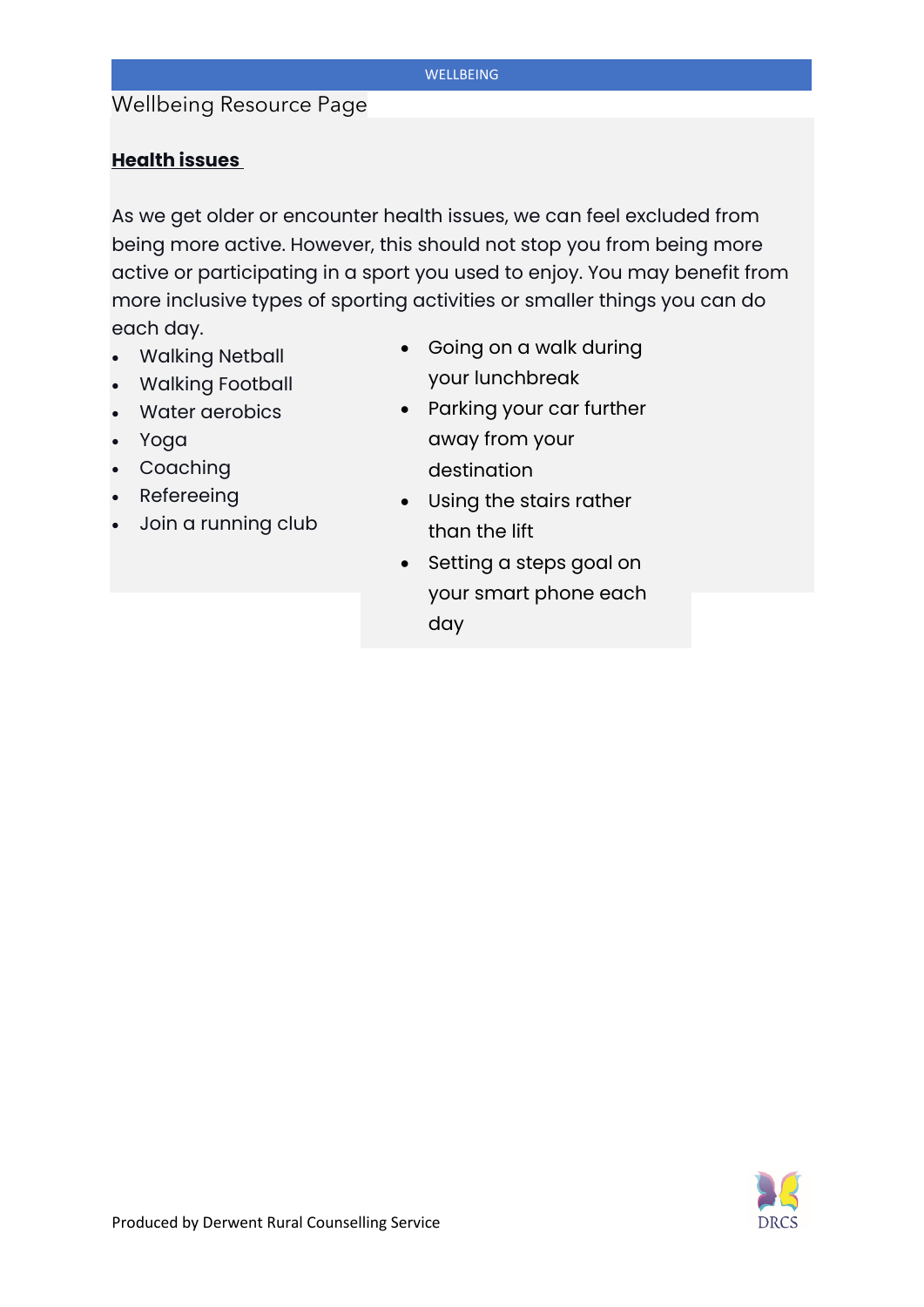Wellbeing Resource Page

**Health issues**

As we get older or encounter health issues, we can feel excluded from being more active. However, this should not stop you from being more active or participating in a sport you used to enjoy. You may benefit from more inclusive types of sporting activities or smaller things you can do each day.

- Walking Netball
- Walking Football
- Water aerobics
- Yoga
- Coaching
- Refereeing
- Join a running club

- Going on a walk during your lunchbreak
- Parking your car further away from your destination
- Using the stairs rather than the lift
- Setting a steps goal on your smart phone each day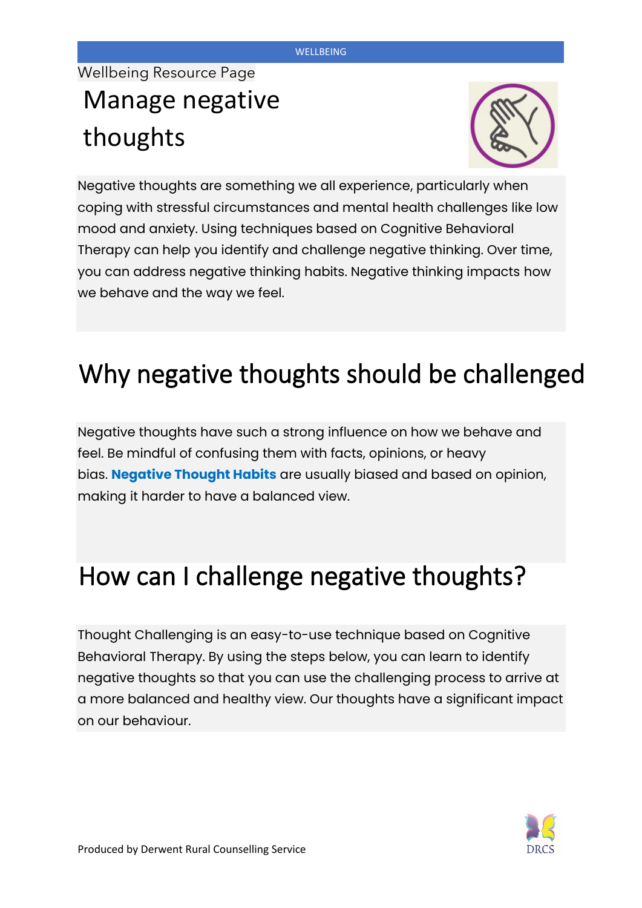Wellbeing Resource Page

# Manage negative thoughts

Negative thoughts are something we all experience, particularly when coping with stressful circumstances and mental health challenges like low mood and anxiety. Using techniques based on Cognitive Behavioral Therapy can help you identify and challenge negative thinking. Over time, you can address negative thinking habits. Negative thinking impacts how we behave and the way we feel.

## Why negative thoughts should be challenged

Negative thoughts have such a strong influence on how we behave and feel. Be mindful of confusing them with facts, opinions, or heavy bias. **Negative Thought Habits** are usually biased and based on opinion, making it harder to have a balanced view.

## How can I challenge negative thoughts?

Thought Challenging is an easy-to-use technique based on Cognitive Behavioral Therapy. By using the steps below, you can learn to identify negative thoughts so that you can use the challenging process to arrive at a more balanced and healthy view. Our thoughts have a significant impact on our behaviour.

Produced by Derwent Rural Counselling Service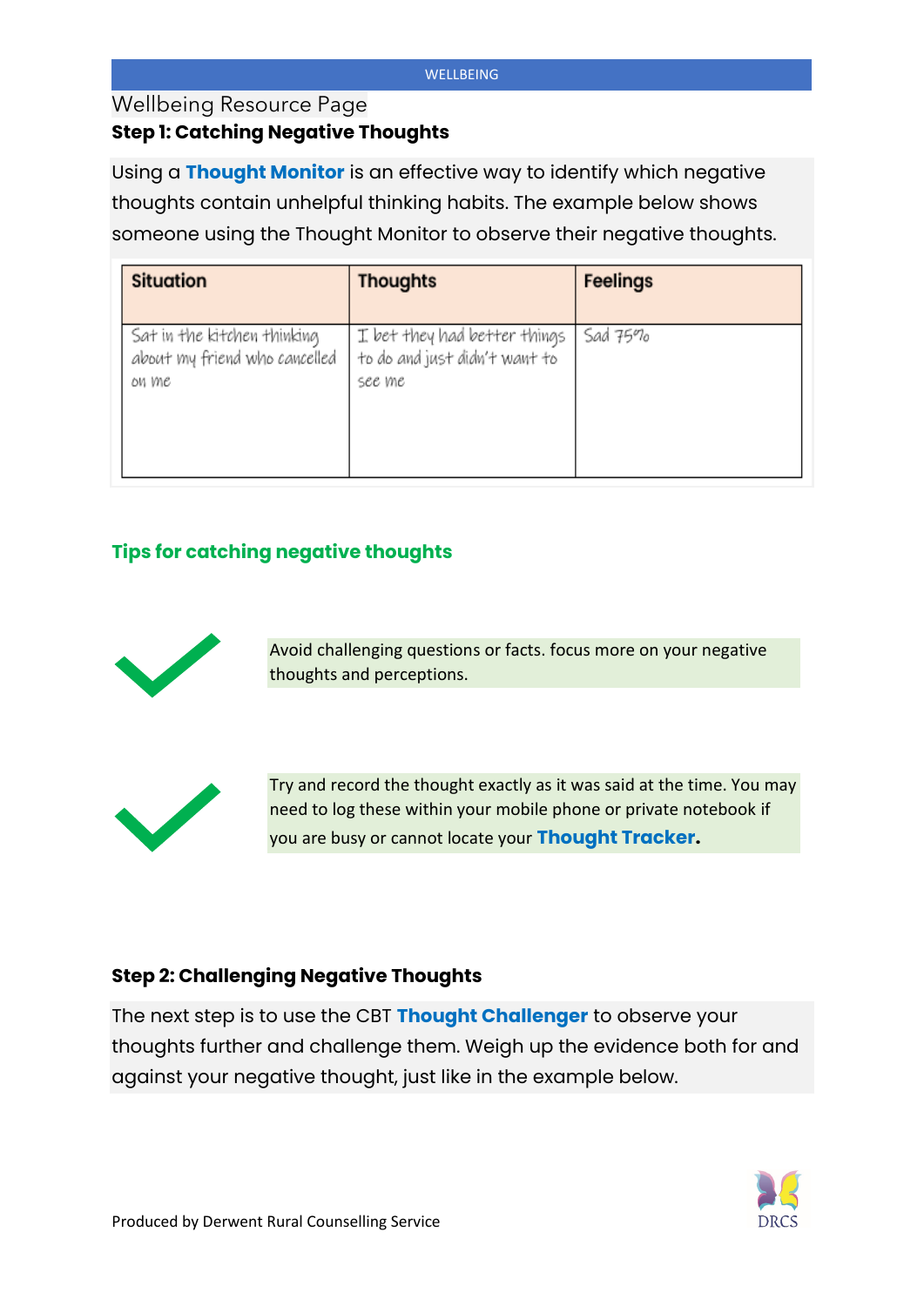Wellbeing Resource Page

### Step 1: Catching Negative Thoughts

Using a **Thought Monitor** is an effective way to identify which negative thoughts contain unhelpful thinking habits. The example below shows someone using the Thought Monitor to observe their negative thoughts.

| Situation | Thoughts | Feelings |
| --- | --- | --- |
| Sat in the kitchen thinking about my friend who cancelled on me | I bet they had better things to do and just didn't want to see me | Sad 75% |

### Tips for catching negative thoughts

- Avoid challenging questions or facts. focus more on your negative thoughts and perceptions.
- Try and record the thought exactly as it was said at the time. You may need to log these within your mobile phone or private notebook if you are busy or cannot locate your **Thought Tracker**.

### Step 2: Challenging Negative Thoughts

The next step is to use the CBT **Thought Challenger** to observe your thoughts further and challenge them. Weigh up the evidence both for and against your negative thought, just like in the example below.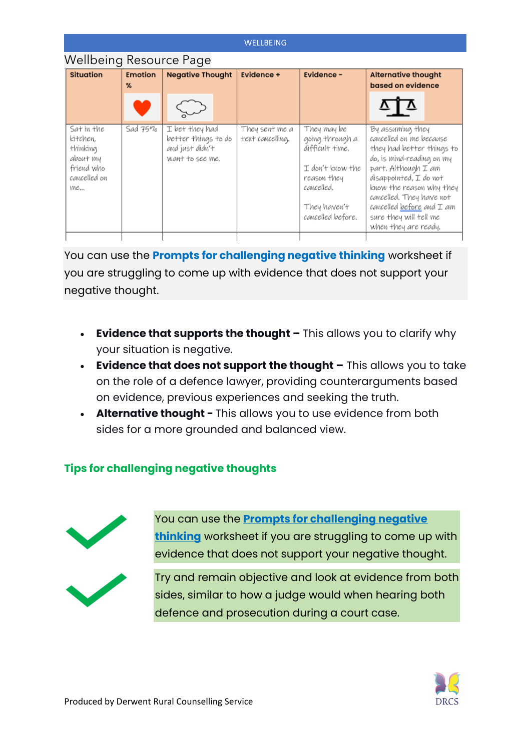Wellbeing Resource Page

| Situation | Emotion % | Negative Thought | Evidence + | Evidence - | Alternative thought based on evidence |
|---|---|---|---|---|---|
| Sat in the kitchen, thinking about my friend who cancelled on me... | Sad 75% | I bet they had better things to do and just didn't want to see me. | They sent me a text cancelling. | They may be going through a difficult time. I don't know the reason they cancelled. They haven't cancelled before. | By assuming they cancelled on me because they had better things to do, is mind-reading on my part. Although I am disappointed, I do not know the reason why they cancelled. They have not cancelled before and I am sure they will tell me when they are ready. |

You can use the **Prompts for challenging negative thinking** worksheet if you are struggling to come up with evidence that does not support your negative thought.

- **Evidence that supports the thought –** This allows you to clarify why your situation is negative.
- **Evidence that does not support the thought –** This allows you to take on the role of a defence lawyer, providing counterarguments based on evidence, previous experiences and seeking the truth.
- **Alternative thought -** This allows you to use evidence from both sides for a more grounded and balanced view.

## Tips for challenging negative thoughts

- ✓ You can use the **Prompts for challenging negative thinking** worksheet if you are struggling to come up with evidence that does not support your negative thought.
- ✓ Try and remain objective and look at evidence from both sides, similar to how a judge would when hearing both defence and prosecution during a court case.

Produced by Derwent Rural Counselling Service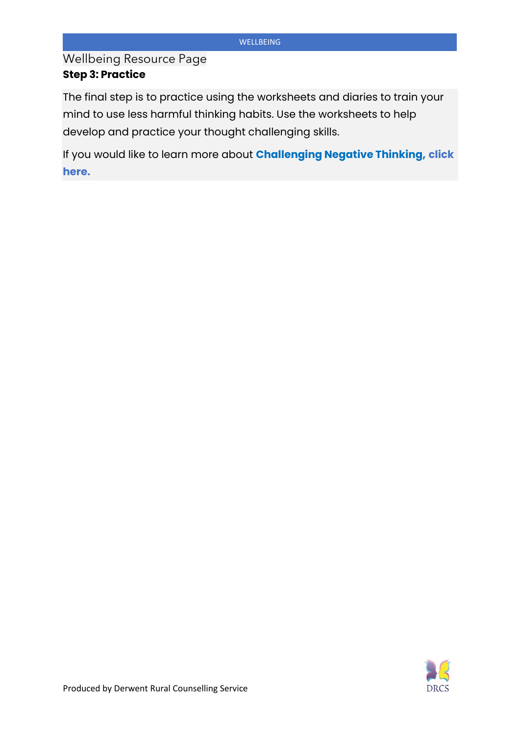Wellbeing Resource Page

**Step 3: Practice**

The final step is to practice using the worksheets and diaries to train your mind to use less harmful thinking habits. Use the worksheets to help develop and practice your thought challenging skills.

If you would like to learn more about **Challenging Negative Thinking, click here.**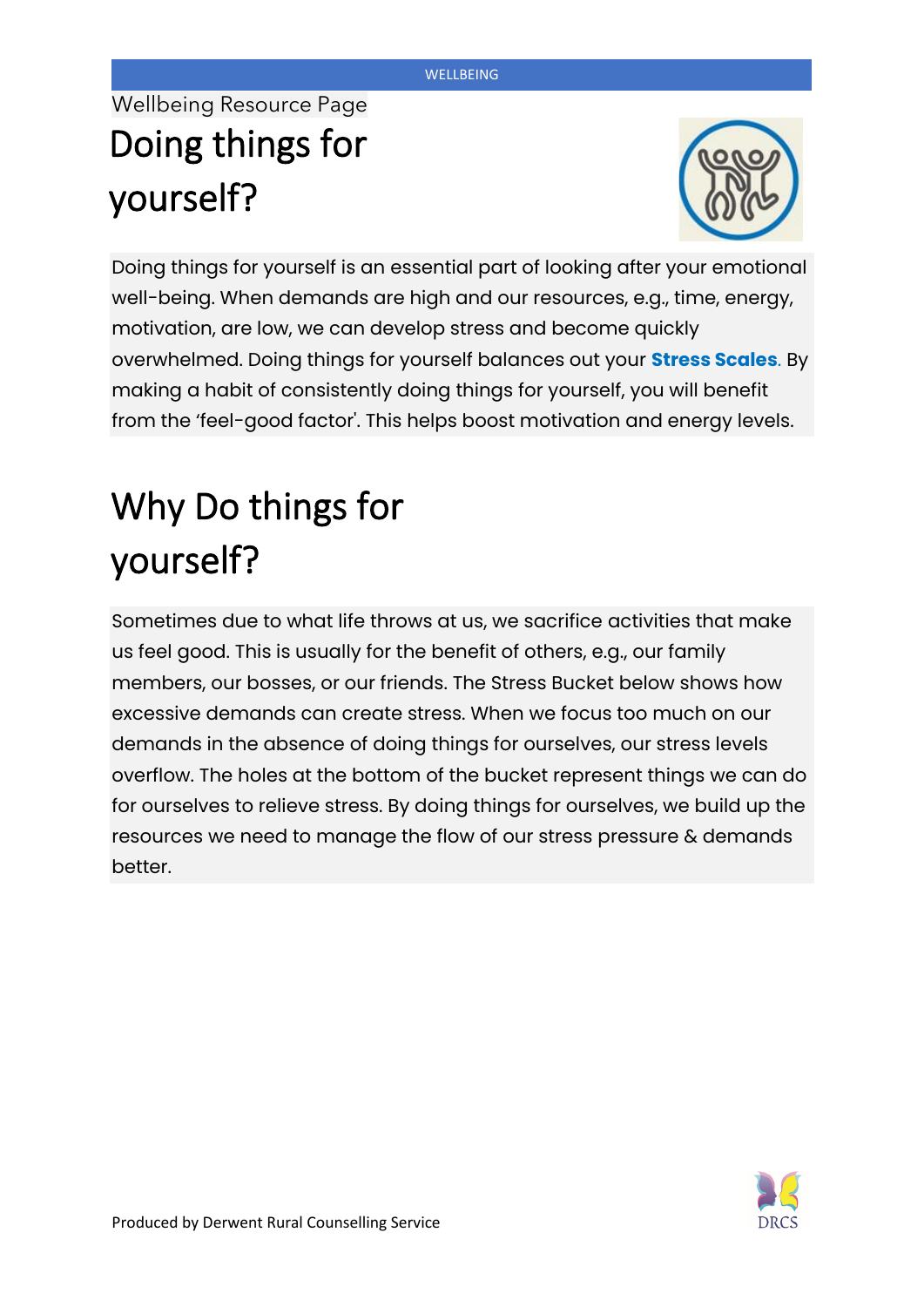Wellbeing Resource Page

# Doing things for yourself?

Doing things for yourself is an essential part of looking after your emotional well-being. When demands are high and our resources, e.g., time, energy, motivation, are low, we can develop stress and become quickly overwhelmed. Doing things for yourself balances out your **Stress Scales**. By making a habit of consistently doing things for yourself, you will benefit from the 'feel-good factor'. This helps boost motivation and energy levels.

# Why Do things for yourself?

Sometimes due to what life throws at us, we sacrifice activities that make us feel good. This is usually for the benefit of others, e.g., our family members, our bosses, or our friends. The Stress Bucket below shows how excessive demands can create stress. When we focus too much on our demands in the absence of doing things for ourselves, our stress levels overflow. The holes at the bottom of the bucket represent things we can do for ourselves to relieve stress. By doing things for ourselves, we build up the resources we need to manage the flow of our stress pressure & demands better.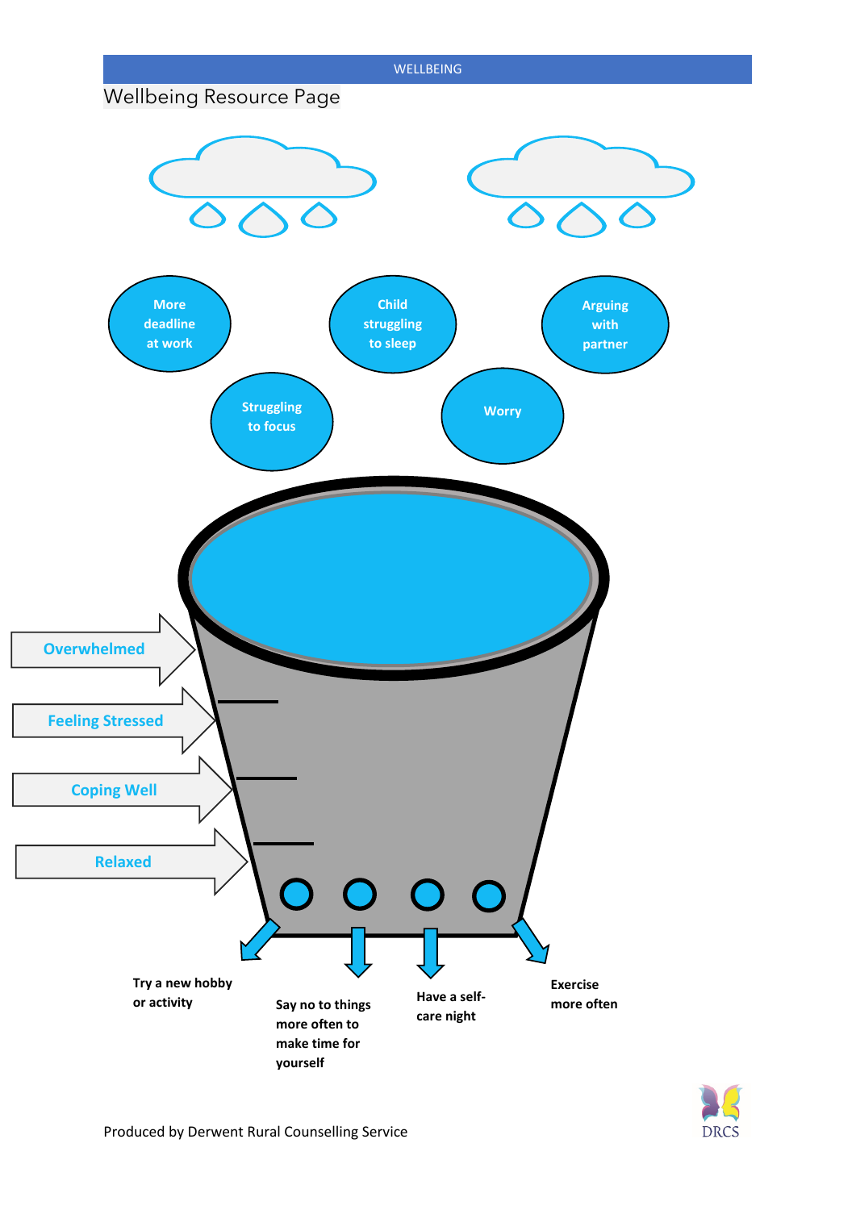# Wellbeing Resource Page

More deadline at work

Child struggling to sleep

Arguing with partner

Struggling to focus

Worry

Overwhelmed

Feeling Stressed

Coping Well

Relaxed

Try a new hobby or activity

Say no to things more often to make time for yourself

Have a self-care night

Exercise more often

Produced by Derwent Rural Counselling Service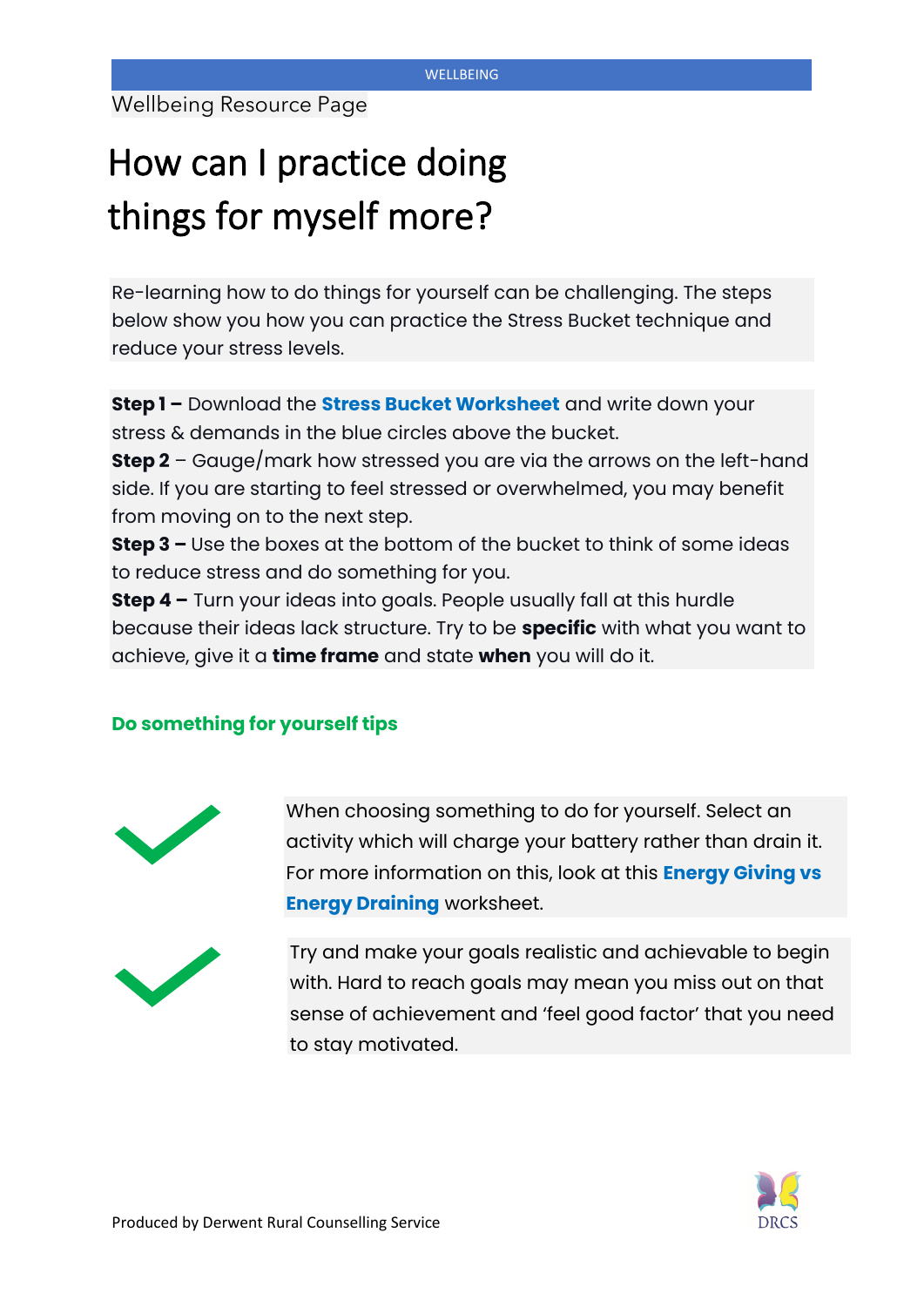Wellbeing Resource Page

# How can I practice doing things for myself more?

Re-learning how to do things for yourself can be challenging. The steps below show you how you can practice the Stress Bucket technique and reduce your stress levels.

**Step 1 –** Download the **Stress Bucket Worksheet** and write down your stress & demands in the blue circles above the bucket.
**Step 2** – Gauge/mark how stressed you are via the arrows on the left-hand side. If you are starting to feel stressed or overwhelmed, you may benefit from moving on to the next step.
**Step 3 –** Use the boxes at the bottom of the bucket to think of some ideas to reduce stress and do something for you.
**Step 4 –** Turn your ideas into goals. People usually fall at this hurdle because their ideas lack structure. Try to be **specific** with what you want to achieve, give it a **time frame** and state **when** you will do it.

## Do something for yourself tips

- When choosing something to do for yourself. Select an activity which will charge your battery rather than drain it. For more information on this, look at this **Energy Giving vs Energy Draining** worksheet.
- Try and make your goals realistic and achievable to begin with. Hard to reach goals may mean you miss out on that sense of achievement and 'feel good factor' that you need to stay motivated.

Produced by Derwent Rural Counselling Service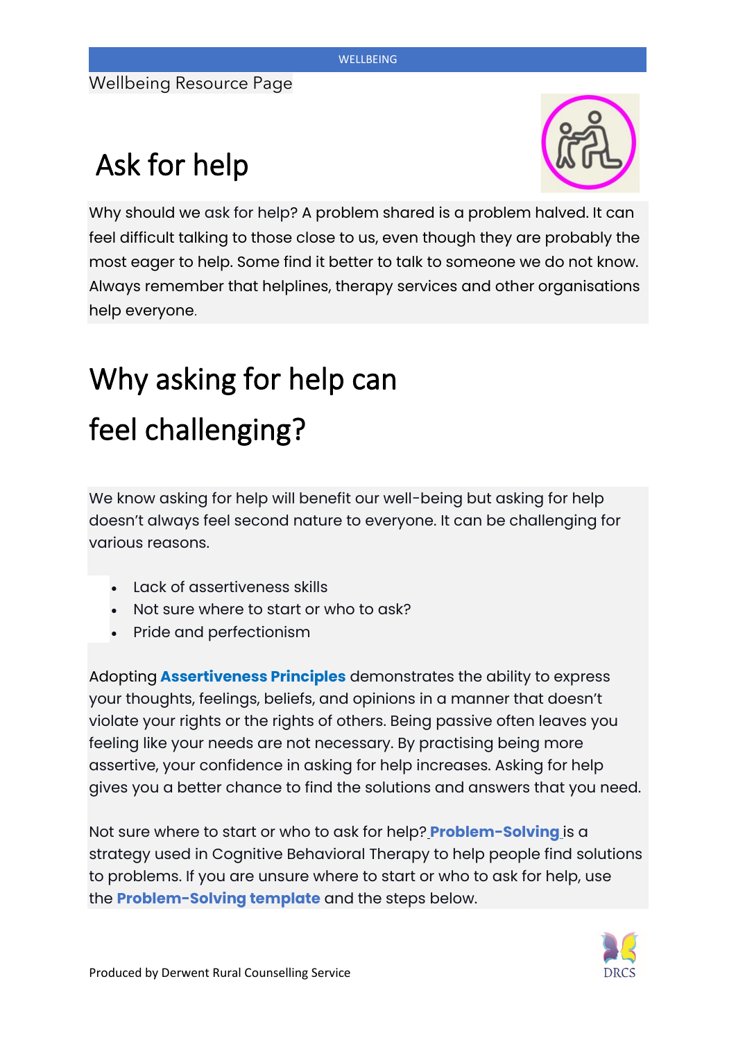Wellbeing Resource Page

# Ask for help

Why should we ask for help? A problem shared is a problem halved. It can feel difficult talking to those close to us, even though they are probably the most eager to help. Some find it better to talk to someone we do not know. Always remember that helplines, therapy services and other organisations help everyone.

## Why asking for help can feel challenging?

We know asking for help will benefit our well-being but asking for help doesn't always feel second nature to everyone. It can be challenging for various reasons.

- Lack of assertiveness skills
- Not sure where to start or who to ask?
- Pride and perfectionism

Adopting **Assertiveness Principles** demonstrates the ability to express your thoughts, feelings, beliefs, and opinions in a manner that doesn't violate your rights or the rights of others. Being passive often leaves you feeling like your needs are not necessary. By practising being more assertive, your confidence in asking for help increases. Asking for help gives you a better chance to find the solutions and answers that you need.

Not sure where to start or who to ask for help? **Problem-Solving** is a strategy used in Cognitive Behavioral Therapy to help people find solutions to problems. If you are unsure where to start or who to ask for help, use the **Problem-Solving template** and the steps below.

Produced by Derwent Rural Counselling Service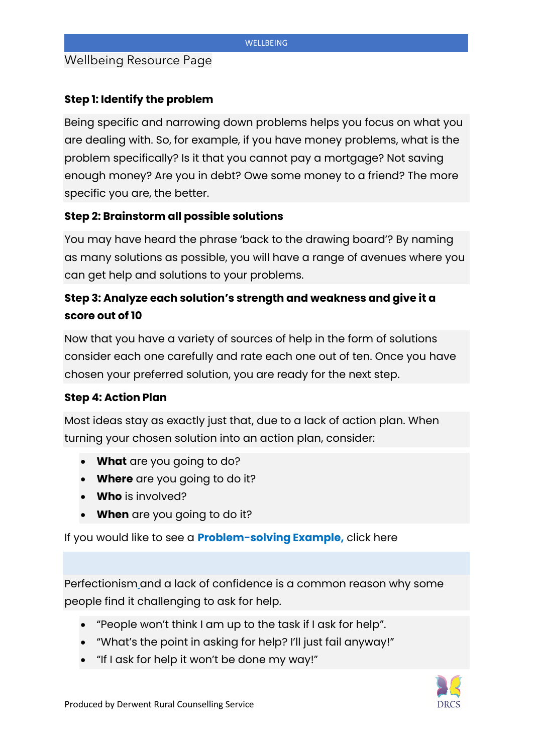Wellbeing Resource Page

**Step 1: Identify the problem**

Being specific and narrowing down problems helps you focus on what you are dealing with. So, for example, if you have money problems, what is the problem specifically? Is it that you cannot pay a mortgage? Not saving enough money? Are you in debt? Owe some money to a friend? The more specific you are, the better.

**Step 2: Brainstorm all possible solutions**

You may have heard the phrase 'back to the drawing board'? By naming as many solutions as possible, you will have a range of avenues where you can get help and solutions to your problems.

**Step 3: Analyze each solution's strength and weakness and give it a score out of 10**

Now that you have a variety of sources of help in the form of solutions consider each one carefully and rate each one out of ten. Once you have chosen your preferred solution, you are ready for the next step.

**Step 4: Action Plan**

Most ideas stay as exactly just that, due to a lack of action plan. When turning your chosen solution into an action plan, consider:

- **What** are you going to do?
- **Where** are you going to do it?
- **Who** is involved?
- **When** are you going to do it?

If you would like to see a **Problem-solving Example,** click here

Perfectionism and a lack of confidence is a common reason why some people find it challenging to ask for help.

- "People won't think I am up to the task if I ask for help".
- "What's the point in asking for help? I'll just fail anyway!"
- "If I ask for help it won't be done my way!"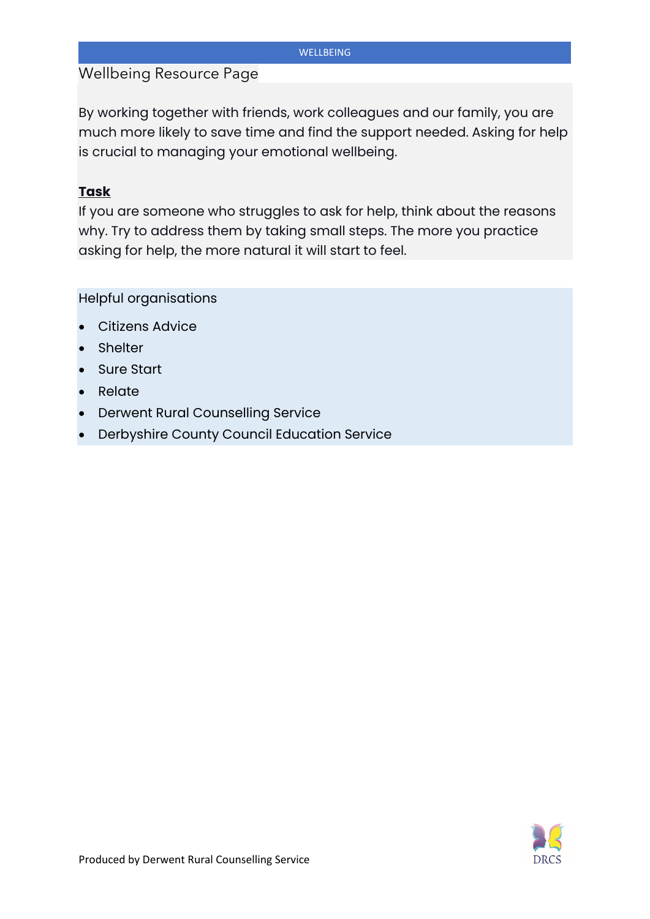# Wellbeing Resource Page

By working together with friends, work colleagues and our family, you are much more likely to save time and find the support needed. Asking for help is crucial to managing your emotional wellbeing.

**Task**

If you are someone who struggles to ask for help, think about the reasons why. Try to address them by taking small steps. The more you practice asking for help, the more natural it will start to feel.

## Helpful organisations

- Citizens Advice
- Shelter
- Sure Start
- Relate
- Derwent Rural Counselling Service
- Derbyshire County Council Education Service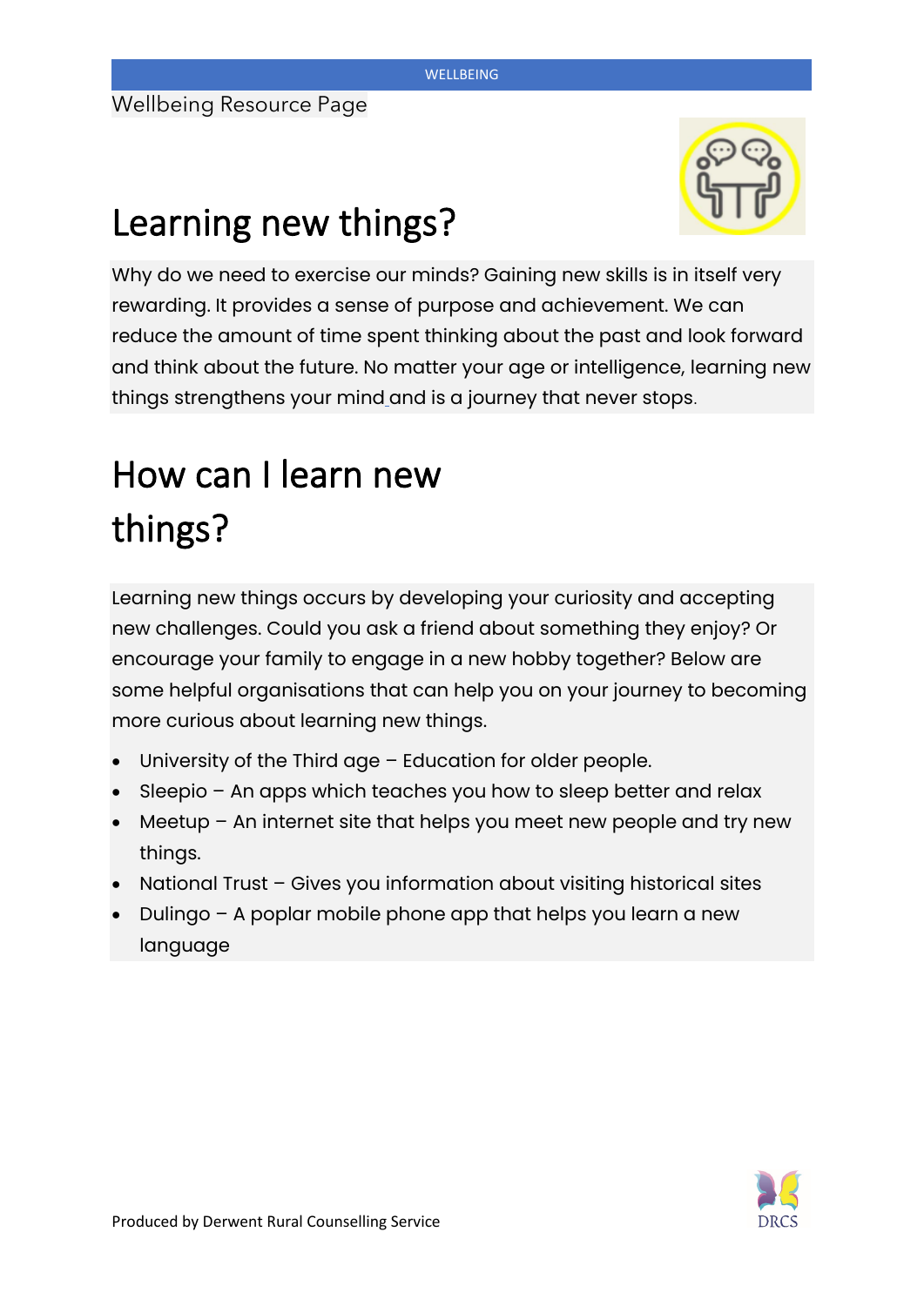Wellbeing Resource Page

# Learning new things?

Why do we need to exercise our minds? Gaining new skills is in itself very rewarding. It provides a sense of purpose and achievement. We can reduce the amount of time spent thinking about the past and look forward and think about the future. No matter your age or intelligence, learning new things strengthens your mind and is a journey that never stops.

# How can I learn new things?

Learning new things occurs by developing your curiosity and accepting new challenges. Could you ask a friend about something they enjoy? Or encourage your family to engage in a new hobby together? Below are some helpful organisations that can help you on your journey to becoming more curious about learning new things.

- University of the Third age – Education for older people.
- Sleepio – An apps which teaches you how to sleep better and relax
- Meetup – An internet site that helps you meet new people and try new things.
- National Trust – Gives you information about visiting historical sites
- Dulingo – A poplar mobile phone app that helps you learn a new language

Produced by Derwent Rural Counselling Service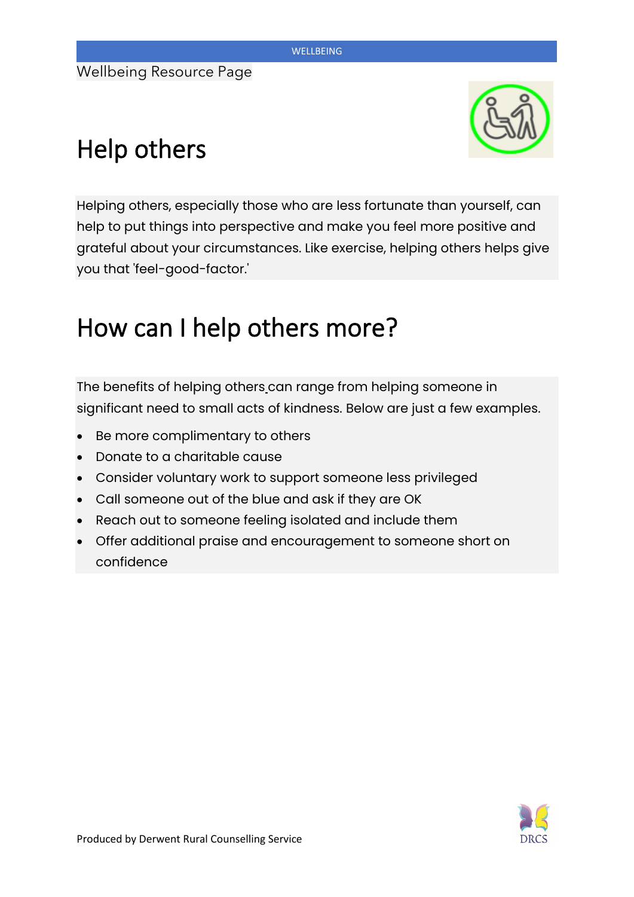Wellbeing Resource Page

# Help others

Helping others, especially those who are less fortunate than yourself, can help to put things into perspective and make you feel more positive and grateful about your circumstances. Like exercise, helping others helps give you that 'feel-good-factor.'

# How can I help others more?

The benefits of helping others can range from helping someone in significant need to small acts of kindness. Below are just a few examples.

- Be more complimentary to others
- Donate to a charitable cause
- Consider voluntary work to support someone less privileged
- Call someone out of the blue and ask if they are OK
- Reach out to someone feeling isolated and include them
- Offer additional praise and encouragement to someone short on confidence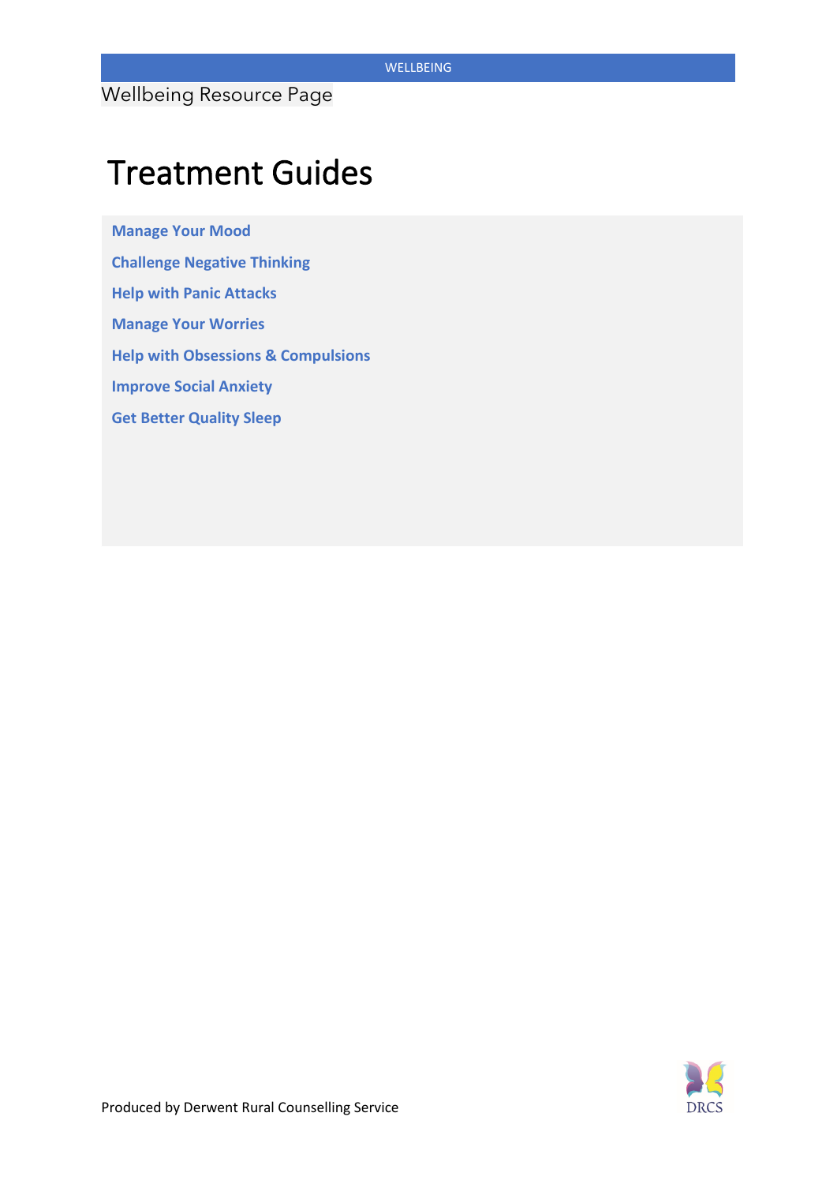Wellbeing Resource Page

# Treatment Guides

**Manage Your Mood**

**Challenge Negative Thinking**

**Help with Panic Attacks**

**Manage Your Worries**

**Help with Obsessions & Compulsions**

**Improve Social Anxiety**

**Get Better Quality Sleep**